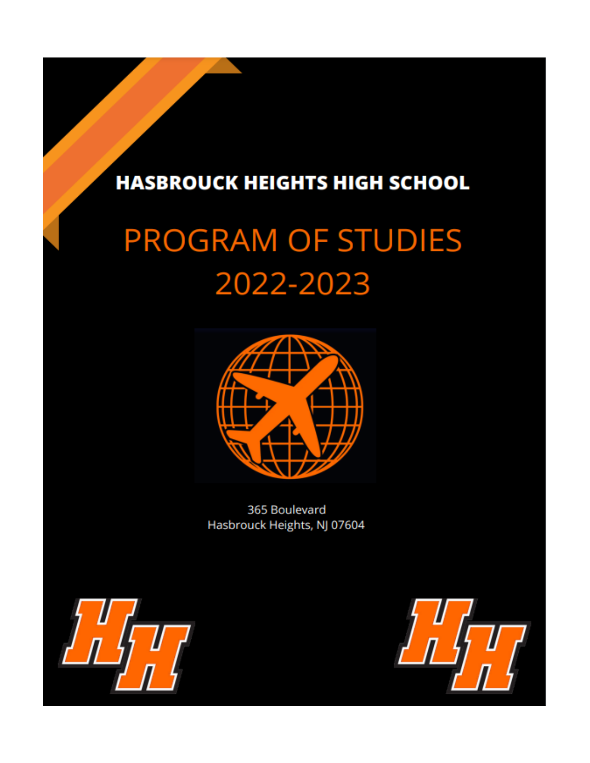# HASBROUCK HEIGHTS HIGH SCHOOL

## PROGRAM OF STUDIES 2022-2023

365 Boulevard
Hasbrouck Heights, NJ 07604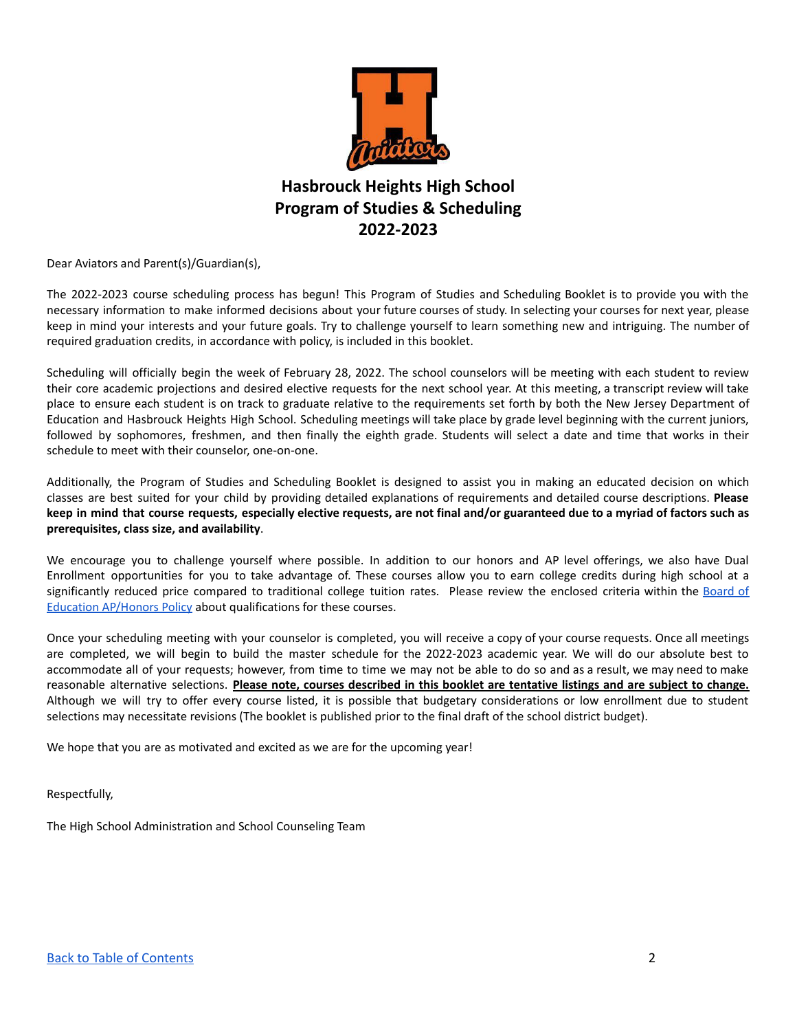# Hasbrouck Heights High School
# Program of Studies & Scheduling
# 2022-2023

Dear Aviators and Parent(s)/Guardian(s),

The 2022-2023 course scheduling process has begun! This Program of Studies and Scheduling Booklet is to provide you with the necessary information to make informed decisions about your future courses of study. In selecting your courses for next year, please keep in mind your interests and your future goals. Try to challenge yourself to learn something new and intriguing. The number of required graduation credits, in accordance with policy, is included in this booklet.

Scheduling will officially begin the week of February 28, 2022. The school counselors will be meeting with each student to review their core academic projections and desired elective requests for the next school year. At this meeting, a transcript review will take place to ensure each student is on track to graduate relative to the requirements set forth by both the New Jersey Department of Education and Hasbrouck Heights High School. Scheduling meetings will take place by grade level beginning with the current juniors, followed by sophomores, freshmen, and then finally the eighth grade. Students will select a date and time that works in their schedule to meet with their counselor, one-on-one.

Additionally, the Program of Studies and Scheduling Booklet is designed to assist you in making an educated decision on which classes are best suited for your child by providing detailed explanations of requirements and detailed course descriptions. **Please keep in mind that course requests, especially elective requests, are not final and/or guaranteed due to a myriad of factors such as prerequisites, class size, and availability**.

We encourage you to challenge yourself where possible. In addition to our honors and AP level offerings, we also have Dual Enrollment opportunities for you to take advantage of. These courses allow you to earn college credits during high school at a significantly reduced price compared to traditional college tuition rates. Please review the enclosed criteria within the Board of Education AP/Honors Policy about qualifications for these courses.

Once your scheduling meeting with your counselor is completed, you will receive a copy of your course requests. Once all meetings are completed, we will begin to build the master schedule for the 2022-2023 academic year. We will do our absolute best to accommodate all of your requests; however, from time to time we may not be able to do so and as a result, we may need to make reasonable alternative selections. **Please note, courses described in this booklet are tentative listings and are subject to change.** Although we will try to offer every course listed, it is possible that budgetary considerations or low enrollment due to student selections may necessitate revisions (The booklet is published prior to the final draft of the school district budget).

We hope that you are as motivated and excited as we are for the upcoming year!

Respectfully,

The High School Administration and School Counseling Team

Back to Table of Contents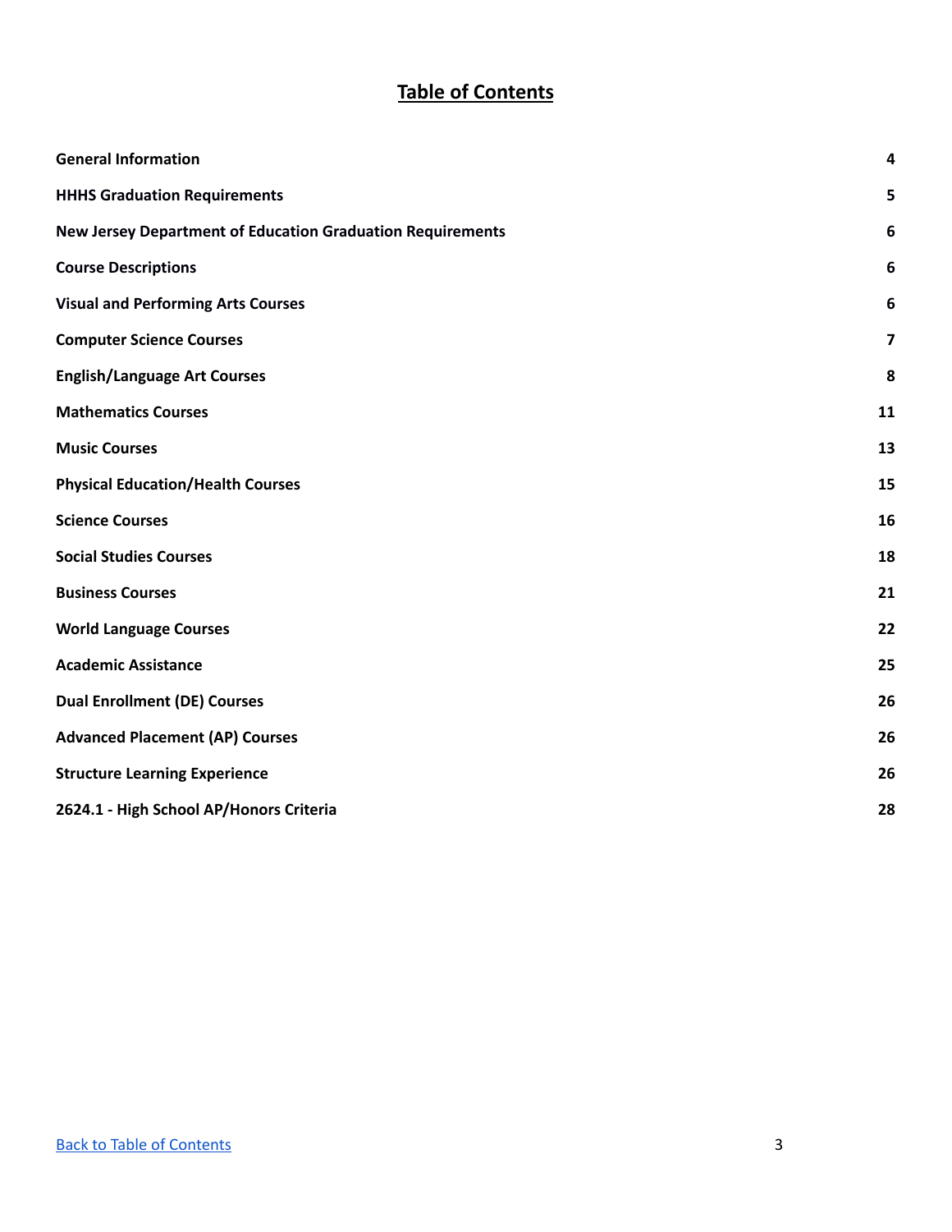# Table of Contents

| | |
|---|---|
| **General Information** | **4** |
| **HHHS Graduation Requirements** | **5** |
| **New Jersey Department of Education Graduation Requirements** | **6** |
| **Course Descriptions** | **6** |
| **Visual and Performing Arts Courses** | **6** |
| **Computer Science Courses** | **7** |
| **English/Language Art Courses** | **8** |
| **Mathematics Courses** | **11** |
| **Music Courses** | **13** |
| **Physical Education/Health Courses** | **15** |
| **Science Courses** | **16** |
| **Social Studies Courses** | **18** |
| **Business Courses** | **21** |
| **World Language Courses** | **22** |
| **Academic Assistance** | **25** |
| **Dual Enrollment (DE) Courses** | **26** |
| **Advanced Placement (AP) Courses** | **26** |
| **Structure Learning Experience** | **26** |
| **2624.1 - High School AP/Honors Criteria** | **28** |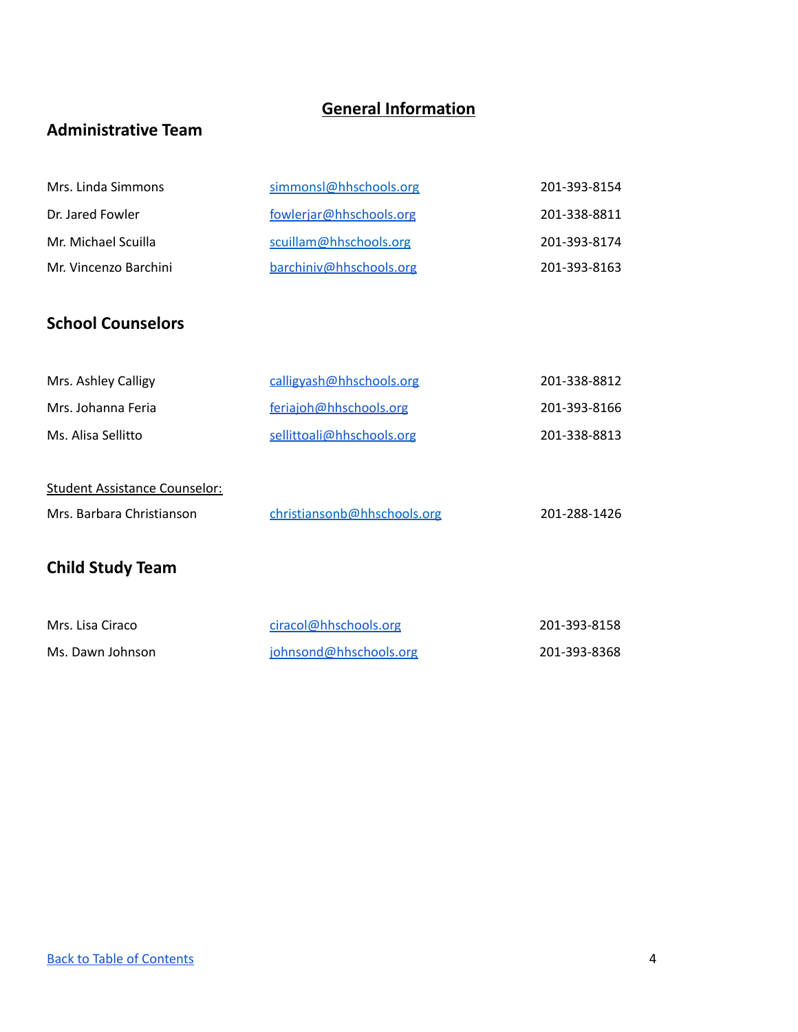# General Information

## Administrative Team

| | | |
|---|---|---|
| Mrs. Linda Simmons | simmonsl@hhschools.org | 201-393-8154 |
| Dr. Jared Fowler | fowlerjar@hhschools.org | 201-338-8811 |
| Mr. Michael Scuilla | scuillam@hhschools.org | 201-393-8174 |
| Mr. Vincenzo Barchini | barchiniv@hhschools.org | 201-393-8163 |

## School Counselors

| | | |
|---|---|---|
| Mrs. Ashley Calligy | calligyash@hhschools.org | 201-338-8812 |
| Mrs. Johanna Feria | feriajoh@hhschools.org | 201-393-8166 |
| Ms. Alisa Sellitto | sellittoali@hhschools.org | 201-338-8813 |

Student Assistance Counselor:

| | | |
|---|---|---|
| Mrs. Barbara Christianson | christiansonb@hhschools.org | 201-288-1426 |

## Child Study Team

| | | |
|---|---|---|
| Mrs. Lisa Ciraco | ciracol@hhschools.org | 201-393-8158 |
| Ms. Dawn Johnson | johnsond@hhschools.org | 201-393-8368 |

Back to Table of Contents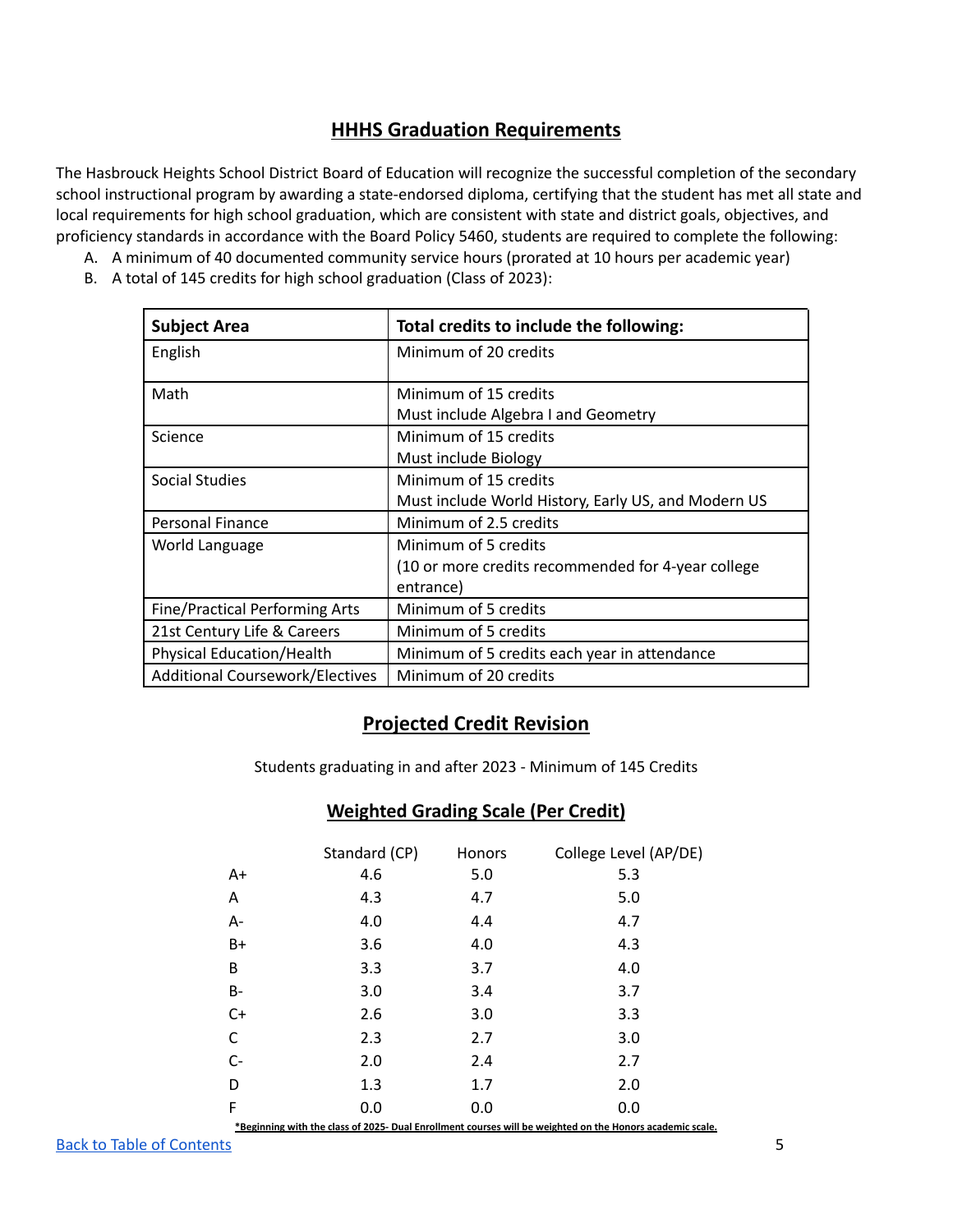## HHHS Graduation Requirements

The Hasbrouck Heights School District Board of Education will recognize the successful completion of the secondary school instructional program by awarding a state-endorsed diploma, certifying that the student has met all state and local requirements for high school graduation, which are consistent with state and district goals, objectives, and proficiency standards in accordance with the Board Policy 5460, students are required to complete the following:

A. A minimum of 40 documented community service hours (prorated at 10 hours per academic year)
B. A total of 145 credits for high school graduation (Class of 2023):

| Subject Area | Total credits to include the following: |
|---|---|
| English | Minimum of 20 credits |
| Math | Minimum of 15 credits<br>Must include Algebra I and Geometry |
| Science | Minimum of 15 credits<br>Must include Biology |
| Social Studies | Minimum of 15 credits<br>Must include World History, Early US, and Modern US |
| Personal Finance | Minimum of 2.5 credits |
| World Language | Minimum of 5 credits<br>(10 or more credits recommended for 4-year college entrance) |
| Fine/Practical Performing Arts | Minimum of 5 credits |
| 21st Century Life & Careers | Minimum of 5 credits |
| Physical Education/Health | Minimum of 5 credits each year in attendance |
| Additional Coursework/Electives | Minimum of 20 credits |

## Projected Credit Revision

Students graduating in and after 2023 - Minimum of 145 Credits

## Weighted Grading Scale (Per Credit)

| | Standard (CP) | Honors | College Level (AP/DE) |
|---|---|---|---|
| A+ | 4.6 | 5.0 | 5.3 |
| A | 4.3 | 4.7 | 5.0 |
| A- | 4.0 | 4.4 | 4.7 |
| B+ | 3.6 | 4.0 | 4.3 |
| B | 3.3 | 3.7 | 4.0 |
| B- | 3.0 | 3.4 | 3.7 |
| C+ | 2.6 | 3.0 | 3.3 |
| C | 2.3 | 2.7 | 3.0 |
| C- | 2.0 | 2.4 | 2.7 |
| D | 1.3 | 1.7 | 2.0 |
| F | 0.0 | 0.0 | 0.0 |

**\*Beginning with the class of 2025- Dual Enrollment courses will be weighted on the Honors academic scale.**

[Back to Table of Contents]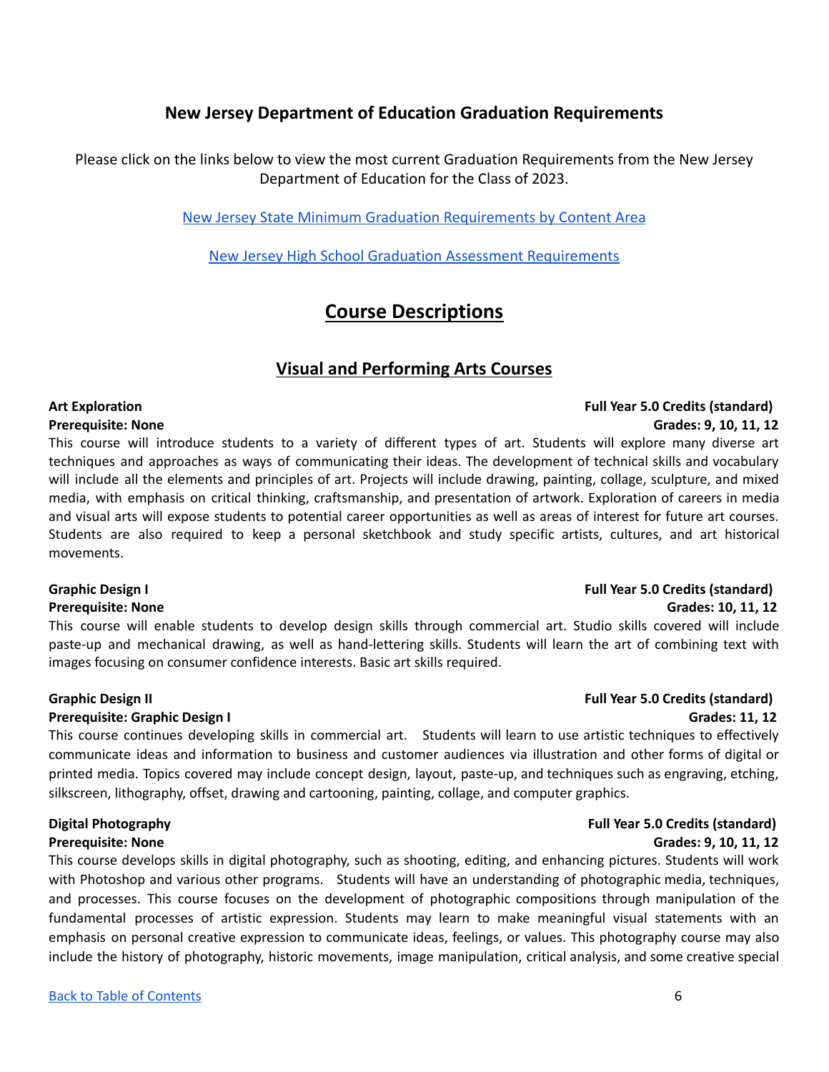## New Jersey Department of Education Graduation Requirements

Please click on the links below to view the most current Graduation Requirements from the New Jersey Department of Education for the Class of 2023.

[New Jersey State Minimum Graduation Requirements by Content Area]()

[New Jersey High School Graduation Assessment Requirements]()

# Course Descriptions

## Visual and Performing Arts Courses

**Art Exploration** — **Full Year 5.0 Credits (standard)**
**Prerequisite: None** — **Grades: 9, 10, 11, 12**

This course will introduce students to a variety of different types of art. Students will explore many diverse art techniques and approaches as ways of communicating their ideas. The development of technical skills and vocabulary will include all the elements and principles of art. Projects will include drawing, painting, collage, sculpture, and mixed media, with emphasis on critical thinking, craftsmanship, and presentation of artwork. Exploration of careers in media and visual arts will expose students to potential career opportunities as well as areas of interest for future art courses. Students are also required to keep a personal sketchbook and study specific artists, cultures, and art historical movements.

**Graphic Design I** — **Full Year 5.0 Credits (standard)**
**Prerequisite: None** — **Grades: 10, 11, 12**

This course will enable students to develop design skills through commercial art. Studio skills covered will include paste-up and mechanical drawing, as well as hand-lettering skills. Students will learn the art of combining text with images focusing on consumer confidence interests. Basic art skills required.

**Graphic Design II** — **Full Year 5.0 Credits (standard)**
**Prerequisite: Graphic Design I** — **Grades: 11, 12**

This course continues developing skills in commercial art. Students will learn to use artistic techniques to effectively communicate ideas and information to business and customer audiences via illustration and other forms of digital or printed media. Topics covered may include concept design, layout, paste-up, and techniques such as engraving, etching, silkscreen, lithography, offset, drawing and cartooning, painting, collage, and computer graphics.

**Digital Photography** — **Full Year 5.0 Credits (standard)**
**Prerequisite: None** — **Grades: 9, 10, 11, 12**

This course develops skills in digital photography, such as shooting, editing, and enhancing pictures. Students will work with Photoshop and various other programs. Students will have an understanding of photographic media, techniques, and processes. This course focuses on the development of photographic compositions through manipulation of the fundamental processes of artistic expression. Students may learn to make meaningful visual statements with an emphasis on personal creative expression to communicate ideas, feelings, or values. This photography course may also include the history of photography, historic movements, image manipulation, critical analysis, and some creative special

[Back to Table of Contents]()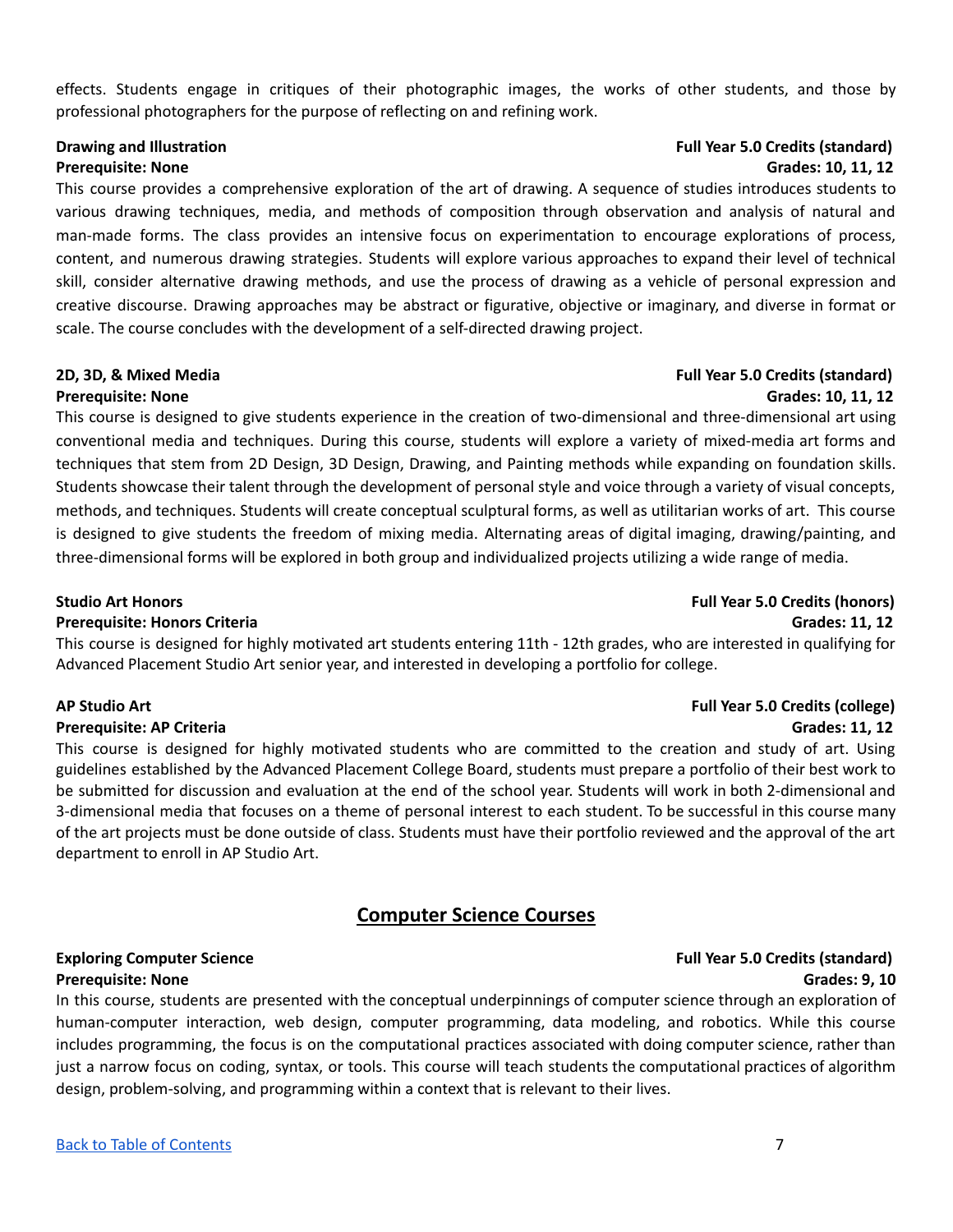effects. Students engage in critiques of their photographic images, the works of other students, and those by professional photographers for the purpose of reflecting on and refining work.

**Drawing and Illustration** **Full Year 5.0 Credits (standard)**
**Prerequisite: None** **Grades: 10, 11, 12**

This course provides a comprehensive exploration of the art of drawing. A sequence of studies introduces students to various drawing techniques, media, and methods of composition through observation and analysis of natural and man-made forms. The class provides an intensive focus on experimentation to encourage explorations of process, content, and numerous drawing strategies. Students will explore various approaches to expand their level of technical skill, consider alternative drawing methods, and use the process of drawing as a vehicle of personal expression and creative discourse. Drawing approaches may be abstract or figurative, objective or imaginary, and diverse in format or scale. The course concludes with the development of a self-directed drawing project.

**2D, 3D, & Mixed Media** **Full Year 5.0 Credits (standard)**
**Prerequisite: None** **Grades: 10, 11, 12**

This course is designed to give students experience in the creation of two-dimensional and three-dimensional art using conventional media and techniques. During this course, students will explore a variety of mixed-media art forms and techniques that stem from 2D Design, 3D Design, Drawing, and Painting methods while expanding on foundation skills. Students showcase their talent through the development of personal style and voice through a variety of visual concepts, methods, and techniques. Students will create conceptual sculptural forms, as well as utilitarian works of art. This course is designed to give students the freedom of mixing media. Alternating areas of digital imaging, drawing/painting, and three-dimensional forms will be explored in both group and individualized projects utilizing a wide range of media.

**Studio Art Honors** **Full Year 5.0 Credits (honors)**
**Prerequisite: Honors Criteria** **Grades: 11, 12**

This course is designed for highly motivated art students entering 11th - 12th grades, who are interested in qualifying for Advanced Placement Studio Art senior year, and interested in developing a portfolio for college.

**AP Studio Art** **Full Year 5.0 Credits (college)**
**Prerequisite: AP Criteria** **Grades: 11, 12**

This course is designed for highly motivated students who are committed to the creation and study of art. Using guidelines established by the Advanced Placement College Board, students must prepare a portfolio of their best work to be submitted for discussion and evaluation at the end of the school year. Students will work in both 2-dimensional and 3-dimensional media that focuses on a theme of personal interest to each student. To be successful in this course many of the art projects must be done outside of class. Students must have their portfolio reviewed and the approval of the art department to enroll in AP Studio Art.

## Computer Science Courses

**Exploring Computer Science** **Full Year 5.0 Credits (standard)**
**Prerequisite: None** **Grades: 9, 10**

In this course, students are presented with the conceptual underpinnings of computer science through an exploration of human-computer interaction, web design, computer programming, data modeling, and robotics. While this course includes programming, the focus is on the computational practices associated with doing computer science, rather than just a narrow focus on coding, syntax, or tools. This course will teach students the computational practices of algorithm design, problem-solving, and programming within a context that is relevant to their lives.

[Back to Table of Contents]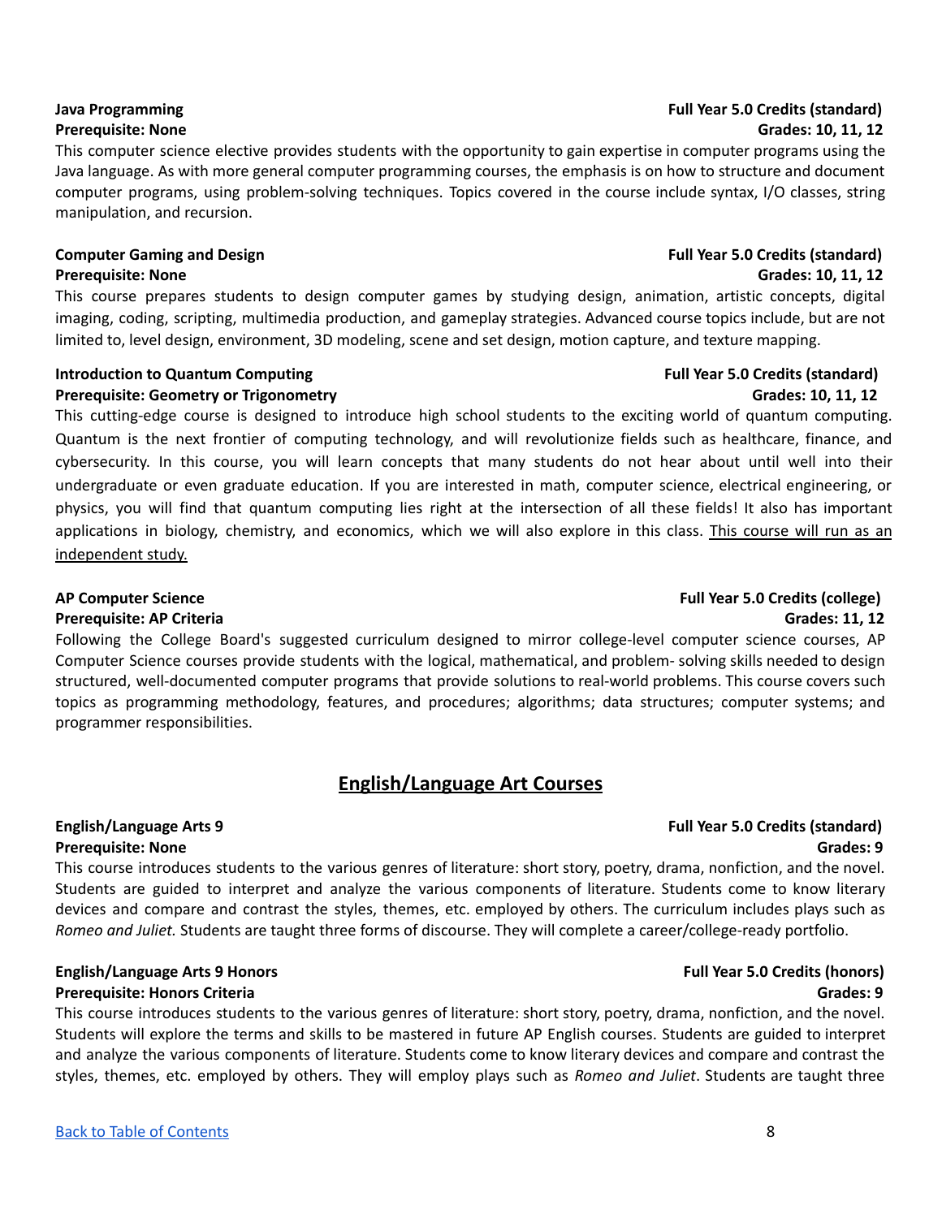**Java Programming** **Full Year 5.0 Credits (standard)**
**Prerequisite: None** **Grades: 10, 11, 12**

This computer science elective provides students with the opportunity to gain expertise in computer programs using the Java language. As with more general computer programming courses, the emphasis is on how to structure and document computer programs, using problem-solving techniques. Topics covered in the course include syntax, I/O classes, string manipulation, and recursion.

**Computer Gaming and Design** **Full Year 5.0 Credits (standard)**
**Prerequisite: None** **Grades: 10, 11, 12**

This course prepares students to design computer games by studying design, animation, artistic concepts, digital imaging, coding, scripting, multimedia production, and gameplay strategies. Advanced course topics include, but are not limited to, level design, environment, 3D modeling, scene and set design, motion capture, and texture mapping.

**Introduction to Quantum Computing** **Full Year 5.0 Credits (standard)**
**Prerequisite: Geometry or Trigonometry** **Grades: 10, 11, 12**

This cutting-edge course is designed to introduce high school students to the exciting world of quantum computing. Quantum is the next frontier of computing technology, and will revolutionize fields such as healthcare, finance, and cybersecurity. In this course, you will learn concepts that many students do not hear about until well into their undergraduate or even graduate education. If you are interested in math, computer science, electrical engineering, or physics, you will find that quantum computing lies right at the intersection of all these fields! It also has important applications in biology, chemistry, and economics, which we will also explore in this class. This course will run as an independent study.

**AP Computer Science** **Full Year 5.0 Credits (college)**
**Prerequisite: AP Criteria** **Grades: 11, 12**

Following the College Board's suggested curriculum designed to mirror college-level computer science courses, AP Computer Science courses provide students with the logical, mathematical, and problem- solving skills needed to design structured, well-documented computer programs that provide solutions to real-world problems. This course covers such topics as programming methodology, features, and procedures; algorithms; data structures; computer systems; and programmer responsibilities.

## English/Language Art Courses

**English/Language Arts 9** **Full Year 5.0 Credits (standard)**
**Prerequisite: None** **Grades: 9**

This course introduces students to the various genres of literature: short story, poetry, drama, nonfiction, and the novel. Students are guided to interpret and analyze the various components of literature. Students come to know literary devices and compare and contrast the styles, themes, etc. employed by others. The curriculum includes plays such as *Romeo and Juliet.* Students are taught three forms of discourse. They will complete a career/college-ready portfolio.

**English/Language Arts 9 Honors** **Full Year 5.0 Credits (honors)**
**Prerequisite: Honors Criteria** **Grades: 9**

This course introduces students to the various genres of literature: short story, poetry, drama, nonfiction, and the novel. Students will explore the terms and skills to be mastered in future AP English courses. Students are guided to interpret and analyze the various components of literature. Students come to know literary devices and compare and contrast the styles, themes, etc. employed by others. They will employ plays such as *Romeo and Juliet*. Students are taught three

Back to Table of Contents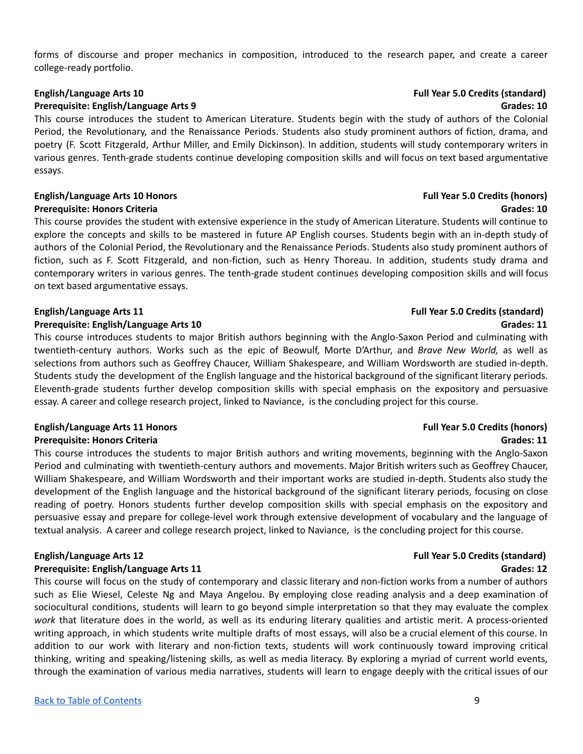forms of discourse and proper mechanics in composition, introduced to the research paper, and create a career college-ready portfolio.

**English/Language Arts 10** **Full Year 5.0 Credits (standard)**
**Prerequisite: English/Language Arts 9** **Grades: 10**

This course introduces the student to American Literature. Students begin with the study of authors of the Colonial Period, the Revolutionary, and the Renaissance Periods. Students also study prominent authors of fiction, drama, and poetry (F. Scott Fitzgerald, Arthur Miller, and Emily Dickinson). In addition, students will study contemporary writers in various genres. Tenth-grade students continue developing composition skills and will focus on text based argumentative essays.

**English/Language Arts 10 Honors** **Full Year 5.0 Credits (honors)**
**Prerequisite: Honors Criteria** **Grades: 10**

This course provides the student with extensive experience in the study of American Literature. Students will continue to explore the concepts and skills to be mastered in future AP English courses. Students begin with an in-depth study of authors of the Colonial Period, the Revolutionary and the Renaissance Periods. Students also study prominent authors of fiction, such as F. Scott Fitzgerald, and non-fiction, such as Henry Thoreau. In addition, students study drama and contemporary writers in various genres. The tenth-grade student continues developing composition skills and will focus on text based argumentative essays.

**English/Language Arts 11** **Full Year 5.0 Credits (standard)**
**Prerequisite: English/Language Arts 10** **Grades: 11**

This course introduces students to major British authors beginning with the Anglo-Saxon Period and culminating with twentieth-century authors. Works such as the epic of Beowulf, Morte D'Arthur, and *Brave New World,* as well as selections from authors such as Geoffrey Chaucer, William Shakespeare, and William Wordsworth are studied in-depth. Students study the development of the English language and the historical background of the significant literary periods. Eleventh-grade students further develop composition skills with special emphasis on the expository and persuasive essay. A career and college research project, linked to Naviance, is the concluding project for this course.

**English/Language Arts 11 Honors** **Full Year 5.0 Credits (honors)**
**Prerequisite: Honors Criteria** **Grades: 11**

This course introduces the students to major British authors and writing movements, beginning with the Anglo-Saxon Period and culminating with twentieth-century authors and movements. Major British writers such as Geoffrey Chaucer, William Shakespeare, and William Wordsworth and their important works are studied in-depth. Students also study the development of the English language and the historical background of the significant literary periods, focusing on close reading of poetry. Honors students further develop composition skills with special emphasis on the expository and persuasive essay and prepare for college-level work through extensive development of vocabulary and the language of textual analysis. A career and college research project, linked to Naviance, is the concluding project for this course.

**English/Language Arts 12** **Full Year 5.0 Credits (standard)**
**Prerequisite: English/Language Arts 11** **Grades: 12**

This course will focus on the study of contemporary and classic literary and non-fiction works from a number of authors such as Elie Wiesel, Celeste Ng and Maya Angelou. By employing close reading analysis and a deep examination of sociocultural conditions, students will learn to go beyond simple interpretation so that they may evaluate the complex *work* that literature does in the world, as well as its enduring literary qualities and artistic merit. A process-oriented writing approach, in which students write multiple drafts of most essays, will also be a crucial element of this course. In addition to our work with literary and non-fiction texts, students will work continuously toward improving critical thinking, writing and speaking/listening skills, as well as media literacy. By exploring a myriad of current world events, through the examination of various media narratives, students will learn to engage deeply with the critical issues of our

[Back to Table of Contents](#)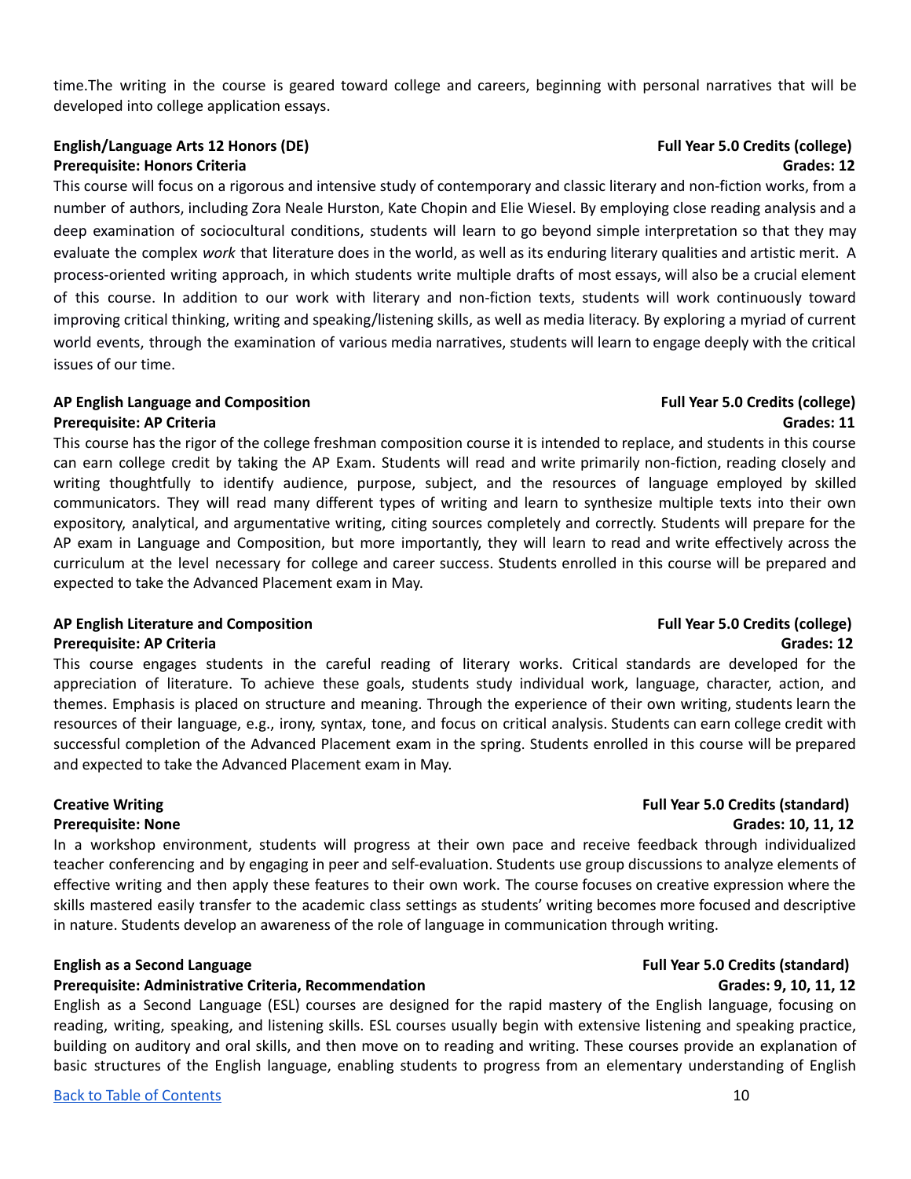time.The writing in the course is geared toward college and careers, beginning with personal narratives that will be developed into college application essays.

**English/Language Arts 12 Honors (DE)** **Full Year 5.0 Credits (college)**
**Prerequisite: Honors Criteria** **Grades: 12**

This course will focus on a rigorous and intensive study of contemporary and classic literary and non-fiction works, from a number of authors, including Zora Neale Hurston, Kate Chopin and Elie Wiesel. By employing close reading analysis and a deep examination of sociocultural conditions, students will learn to go beyond simple interpretation so that they may evaluate the complex *work* that literature does in the world, as well as its enduring literary qualities and artistic merit. A process-oriented writing approach, in which students write multiple drafts of most essays, will also be a crucial element of this course. In addition to our work with literary and non-fiction texts, students will work continuously toward improving critical thinking, writing and speaking/listening skills, as well as media literacy. By exploring a myriad of current world events, through the examination of various media narratives, students will learn to engage deeply with the critical issues of our time.

**AP English Language and Composition** **Full Year 5.0 Credits (college)**
**Prerequisite: AP Criteria** **Grades: 11**

This course has the rigor of the college freshman composition course it is intended to replace, and students in this course can earn college credit by taking the AP Exam. Students will read and write primarily non-fiction, reading closely and writing thoughtfully to identify audience, purpose, subject, and the resources of language employed by skilled communicators. They will read many different types of writing and learn to synthesize multiple texts into their own expository, analytical, and argumentative writing, citing sources completely and correctly. Students will prepare for the AP exam in Language and Composition, but more importantly, they will learn to read and write effectively across the curriculum at the level necessary for college and career success. Students enrolled in this course will be prepared and expected to take the Advanced Placement exam in May.

**AP English Literature and Composition** **Full Year 5.0 Credits (college)**
**Prerequisite: AP Criteria** **Grades: 12**

This course engages students in the careful reading of literary works. Critical standards are developed for the appreciation of literature. To achieve these goals, students study individual work, language, character, action, and themes. Emphasis is placed on structure and meaning. Through the experience of their own writing, students learn the resources of their language, e.g., irony, syntax, tone, and focus on critical analysis. Students can earn college credit with successful completion of the Advanced Placement exam in the spring. Students enrolled in this course will be prepared and expected to take the Advanced Placement exam in May.

**Creative Writing** **Full Year 5.0 Credits (standard)**
**Prerequisite: None** **Grades: 10, 11, 12**

In a workshop environment, students will progress at their own pace and receive feedback through individualized teacher conferencing and by engaging in peer and self-evaluation. Students use group discussions to analyze elements of effective writing and then apply these features to their own work. The course focuses on creative expression where the skills mastered easily transfer to the academic class settings as students' writing becomes more focused and descriptive in nature. Students develop an awareness of the role of language in communication through writing.

**English as a Second Language** **Full Year 5.0 Credits (standard)**
**Prerequisite: Administrative Criteria, Recommendation** **Grades: 9, 10, 11, 12**

English as a Second Language (ESL) courses are designed for the rapid mastery of the English language, focusing on reading, writing, speaking, and listening skills. ESL courses usually begin with extensive listening and speaking practice, building on auditory and oral skills, and then move on to reading and writing. These courses provide an explanation of basic structures of the English language, enabling students to progress from an elementary understanding of English

[Back to Table of Contents]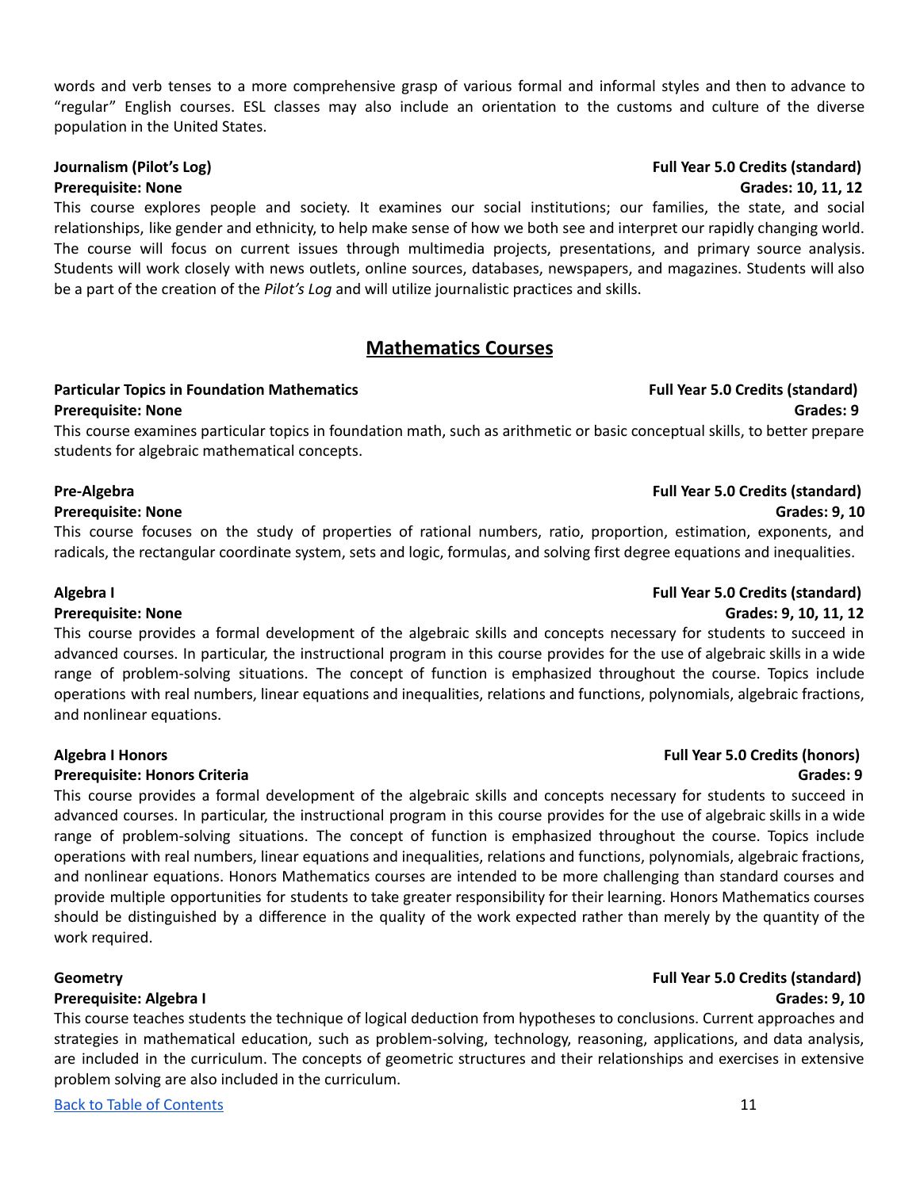words and verb tenses to a more comprehensive grasp of various formal and informal styles and then to advance to "regular" English courses. ESL classes may also include an orientation to the customs and culture of the diverse population in the United States.

**Journalism (Pilot's Log)** **Full Year 5.0 Credits (standard)**
**Prerequisite: None** **Grades: 10, 11, 12**
This course explores people and society. It examines our social institutions; our families, the state, and social relationships, like gender and ethnicity, to help make sense of how we both see and interpret our rapidly changing world. The course will focus on current issues through multimedia projects, presentations, and primary source analysis. Students will work closely with news outlets, online sources, databases, newspapers, and magazines. Students will also be a part of the creation of the *Pilot's Log* and will utilize journalistic practices and skills.

## Mathematics Courses

**Particular Topics in Foundation Mathematics** **Full Year 5.0 Credits (standard)**
**Prerequisite: None** **Grades: 9**
This course examines particular topics in foundation math, such as arithmetic or basic conceptual skills, to better prepare students for algebraic mathematical concepts.

**Pre-Algebra** **Full Year 5.0 Credits (standard)**
**Prerequisite: None** **Grades: 9, 10**
This course focuses on the study of properties of rational numbers, ratio, proportion, estimation, exponents, and radicals, the rectangular coordinate system, sets and logic, formulas, and solving first degree equations and inequalities.

**Algebra I** **Full Year 5.0 Credits (standard)**
**Prerequisite: None** **Grades: 9, 10, 11, 12**
This course provides a formal development of the algebraic skills and concepts necessary for students to succeed in advanced courses. In particular, the instructional program in this course provides for the use of algebraic skills in a wide range of problem-solving situations. The concept of function is emphasized throughout the course. Topics include operations with real numbers, linear equations and inequalities, relations and functions, polynomials, algebraic fractions, and nonlinear equations.

**Algebra I Honors** **Full Year 5.0 Credits (honors)**
**Prerequisite: Honors Criteria** **Grades: 9**
This course provides a formal development of the algebraic skills and concepts necessary for students to succeed in advanced courses. In particular, the instructional program in this course provides for the use of algebraic skills in a wide range of problem-solving situations. The concept of function is emphasized throughout the course. Topics include operations with real numbers, linear equations and inequalities, relations and functions, polynomials, algebraic fractions, and nonlinear equations. Honors Mathematics courses are intended to be more challenging than standard courses and provide multiple opportunities for students to take greater responsibility for their learning. Honors Mathematics courses should be distinguished by a difference in the quality of the work expected rather than merely by the quantity of the work required.

**Geometry** **Full Year 5.0 Credits (standard)**
**Prerequisite: Algebra I** **Grades: 9, 10**
This course teaches students the technique of logical deduction from hypotheses to conclusions. Current approaches and strategies in mathematical education, such as problem-solving, technology, reasoning, applications, and data analysis, are included in the curriculum. The concepts of geometric structures and their relationships and exercises in extensive problem solving are also included in the curriculum.

[Back to Table of Contents]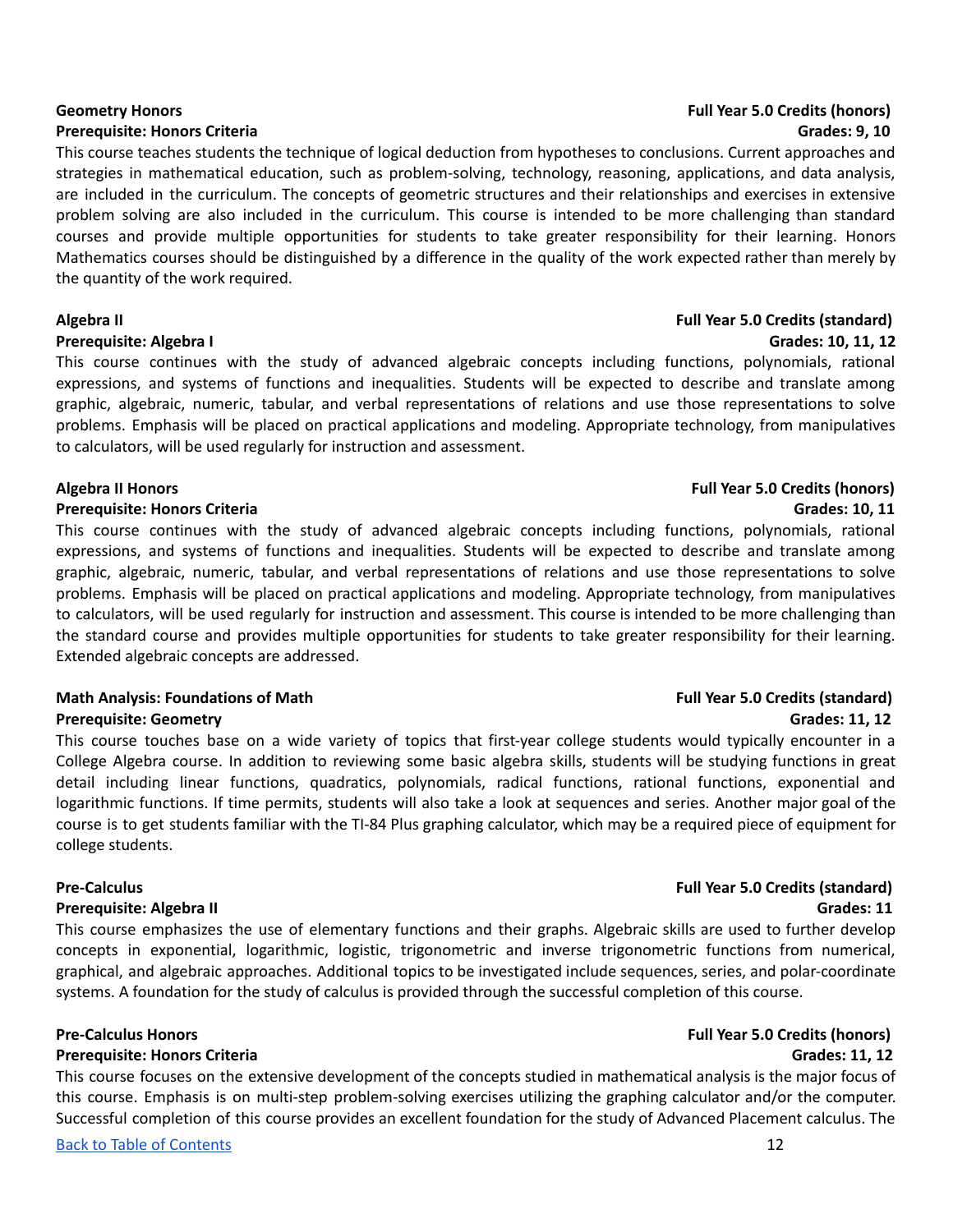**Geometry Honors** **Full Year 5.0 Credits (honors)**
**Prerequisite: Honors Criteria** **Grades: 9, 10**

This course teaches students the technique of logical deduction from hypotheses to conclusions. Current approaches and strategies in mathematical education, such as problem-solving, technology, reasoning, applications, and data analysis, are included in the curriculum. The concepts of geometric structures and their relationships and exercises in extensive problem solving are also included in the curriculum. This course is intended to be more challenging than standard courses and provide multiple opportunities for students to take greater responsibility for their learning. Honors Mathematics courses should be distinguished by a difference in the quality of the work expected rather than merely by the quantity of the work required.

**Algebra II** **Full Year 5.0 Credits (standard)**
**Prerequisite: Algebra I** **Grades: 10, 11, 12**

This course continues with the study of advanced algebraic concepts including functions, polynomials, rational expressions, and systems of functions and inequalities. Students will be expected to describe and translate among graphic, algebraic, numeric, tabular, and verbal representations of relations and use those representations to solve problems. Emphasis will be placed on practical applications and modeling. Appropriate technology, from manipulatives to calculators, will be used regularly for instruction and assessment.

**Algebra II Honors** **Full Year 5.0 Credits (honors)**
**Prerequisite: Honors Criteria** **Grades: 10, 11**

This course continues with the study of advanced algebraic concepts including functions, polynomials, rational expressions, and systems of functions and inequalities. Students will be expected to describe and translate among graphic, algebraic, numeric, tabular, and verbal representations of relations and use those representations to solve problems. Emphasis will be placed on practical applications and modeling. Appropriate technology, from manipulatives to calculators, will be used regularly for instruction and assessment. This course is intended to be more challenging than the standard course and provides multiple opportunities for students to take greater responsibility for their learning. Extended algebraic concepts are addressed.

**Math Analysis: Foundations of Math** **Full Year 5.0 Credits (standard)**
**Prerequisite: Geometry** **Grades: 11, 12**

This course touches base on a wide variety of topics that first-year college students would typically encounter in a College Algebra course. In addition to reviewing some basic algebra skills, students will be studying functions in great detail including linear functions, quadratics, polynomials, radical functions, rational functions, exponential and logarithmic functions. If time permits, students will also take a look at sequences and series. Another major goal of the course is to get students familiar with the TI-84 Plus graphing calculator, which may be a required piece of equipment for college students.

**Pre-Calculus** **Full Year 5.0 Credits (standard)**
**Prerequisite: Algebra II** **Grades: 11**

This course emphasizes the use of elementary functions and their graphs. Algebraic skills are used to further develop concepts in exponential, logarithmic, logistic, trigonometric and inverse trigonometric functions from numerical, graphical, and algebraic approaches. Additional topics to be investigated include sequences, series, and polar-coordinate systems. A foundation for the study of calculus is provided through the successful completion of this course.

**Pre-Calculus Honors** **Full Year 5.0 Credits (honors)**
**Prerequisite: Honors Criteria** **Grades: 11, 12**

This course focuses on the extensive development of the concepts studied in mathematical analysis is the major focus of this course. Emphasis is on multi-step problem-solving exercises utilizing the graphing calculator and/or the computer. Successful completion of this course provides an excellent foundation for the study of Advanced Placement calculus. The

[Back to Table of Contents]()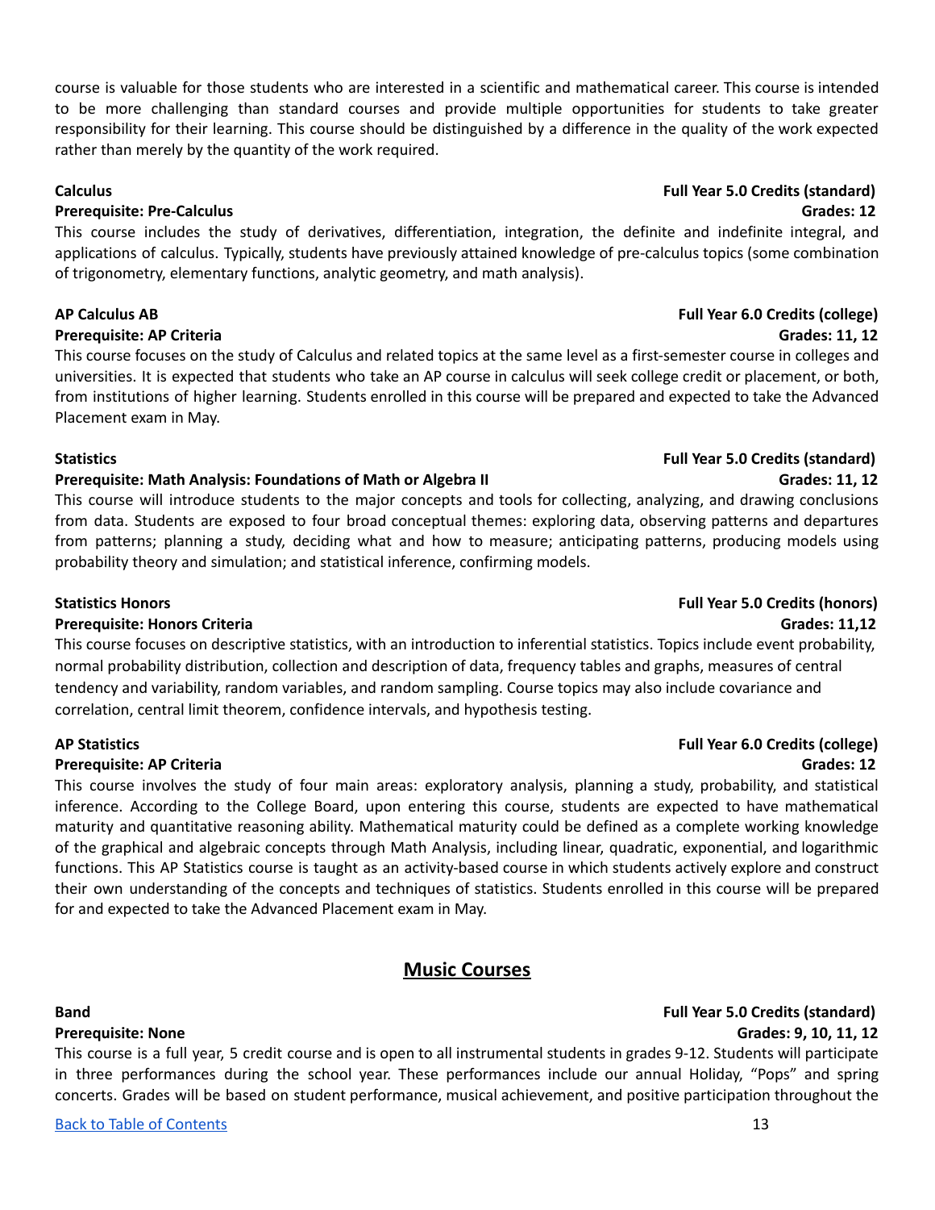course is valuable for those students who are interested in a scientific and mathematical career. This course is intended to be more challenging than standard courses and provide multiple opportunities for students to take greater responsibility for their learning. This course should be distinguished by a difference in the quality of the work expected rather than merely by the quantity of the work required.

**Calculus** — **Full Year 5.0 Credits (standard)**
**Prerequisite: Pre-Calculus** — **Grades: 12**

This course includes the study of derivatives, differentiation, integration, the definite and indefinite integral, and applications of calculus. Typically, students have previously attained knowledge of pre-calculus topics (some combination of trigonometry, elementary functions, analytic geometry, and math analysis).

**AP Calculus AB** — **Full Year 6.0 Credits (college)**
**Prerequisite: AP Criteria** — **Grades: 11, 12**

This course focuses on the study of Calculus and related topics at the same level as a first-semester course in colleges and universities. It is expected that students who take an AP course in calculus will seek college credit or placement, or both, from institutions of higher learning. Students enrolled in this course will be prepared and expected to take the Advanced Placement exam in May.

**Statistics** — **Full Year 5.0 Credits (standard)**
**Prerequisite: Math Analysis: Foundations of Math or Algebra II** — **Grades: 11, 12**

This course will introduce students to the major concepts and tools for collecting, analyzing, and drawing conclusions from data. Students are exposed to four broad conceptual themes: exploring data, observing patterns and departures from patterns; planning a study, deciding what and how to measure; anticipating patterns, producing models using probability theory and simulation; and statistical inference, confirming models.

**Statistics Honors** — **Full Year 5.0 Credits (honors)**
**Prerequisite: Honors Criteria** — **Grades: 11,12**

This course focuses on descriptive statistics, with an introduction to inferential statistics. Topics include event probability, normal probability distribution, collection and description of data, frequency tables and graphs, measures of central tendency and variability, random variables, and random sampling. Course topics may also include covariance and correlation, central limit theorem, confidence intervals, and hypothesis testing.

**AP Statistics** — **Full Year 6.0 Credits (college)**
**Prerequisite: AP Criteria** — **Grades: 12**

This course involves the study of four main areas: exploratory analysis, planning a study, probability, and statistical inference. According to the College Board, upon entering this course, students are expected to have mathematical maturity and quantitative reasoning ability. Mathematical maturity could be defined as a complete working knowledge of the graphical and algebraic concepts through Math Analysis, including linear, quadratic, exponential, and logarithmic functions. This AP Statistics course is taught as an activity-based course in which students actively explore and construct their own understanding of the concepts and techniques of statistics. Students enrolled in this course will be prepared for and expected to take the Advanced Placement exam in May.

## Music Courses

**Band** — **Full Year 5.0 Credits (standard)**
**Prerequisite: None** — **Grades: 9, 10, 11, 12**

This course is a full year, 5 credit course and is open to all instrumental students in grades 9-12. Students will participate in three performances during the school year. These performances include our annual Holiday, "Pops" and spring concerts. Grades will be based on student performance, musical achievement, and positive participation throughout the

[Back to Table of Contents]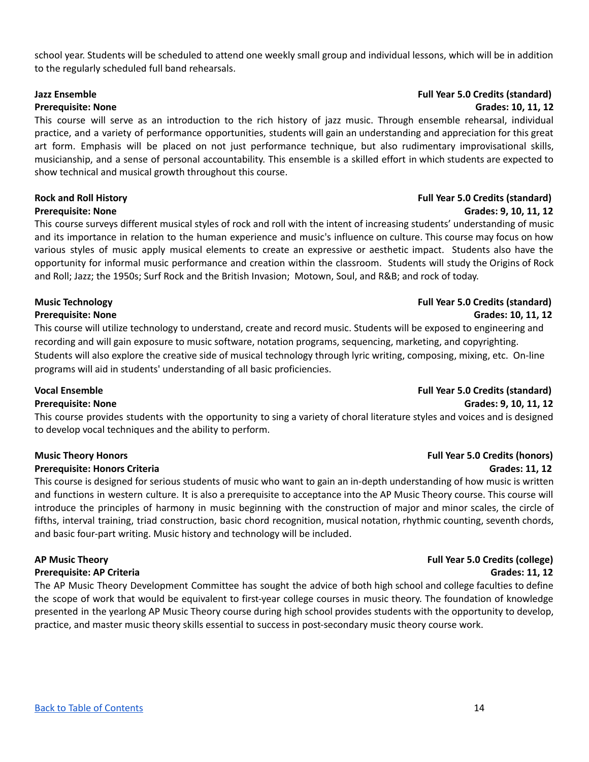school year. Students will be scheduled to attend one weekly small group and individual lessons, which will be in addition to the regularly scheduled full band rehearsals.

**Jazz Ensemble** **Full Year 5.0 Credits (standard)**
**Prerequisite: None** **Grades: 10, 11, 12**

This course will serve as an introduction to the rich history of jazz music. Through ensemble rehearsal, individual practice, and a variety of performance opportunities, students will gain an understanding and appreciation for this great art form. Emphasis will be placed on not just performance technique, but also rudimentary improvisational skills, musicianship, and a sense of personal accountability. This ensemble is a skilled effort in which students are expected to show technical and musical growth throughout this course.

**Rock and Roll History** **Full Year 5.0 Credits (standard)**
**Prerequisite: None** **Grades: 9, 10, 11, 12**

This course surveys different musical styles of rock and roll with the intent of increasing students' understanding of music and its importance in relation to the human experience and music's influence on culture. This course may focus on how various styles of music apply musical elements to create an expressive or aesthetic impact. Students also have the opportunity for informal music performance and creation within the classroom. Students will study the Origins of Rock and Roll; Jazz; the 1950s; Surf Rock and the British Invasion; Motown, Soul, and R&B; and rock of today.

**Music Technology** **Full Year 5.0 Credits (standard)**
**Prerequisite: None** **Grades: 10, 11, 12**

This course will utilize technology to understand, create and record music. Students will be exposed to engineering and recording and will gain exposure to music software, notation programs, sequencing, marketing, and copyrighting. Students will also explore the creative side of musical technology through lyric writing, composing, mixing, etc. On-line programs will aid in students' understanding of all basic proficiencies.

**Vocal Ensemble** **Full Year 5.0 Credits (standard)**
**Prerequisite: None** **Grades: 9, 10, 11, 12**

This course provides students with the opportunity to sing a variety of choral literature styles and voices and is designed to develop vocal techniques and the ability to perform.

**Music Theory Honors** **Full Year 5.0 Credits (honors)**
**Prerequisite: Honors Criteria** **Grades: 11, 12**

This course is designed for serious students of music who want to gain an in-depth understanding of how music is written and functions in western culture. It is also a prerequisite to acceptance into the AP Music Theory course. This course will introduce the principles of harmony in music beginning with the construction of major and minor scales, the circle of fifths, interval training, triad construction, basic chord recognition, musical notation, rhythmic counting, seventh chords, and basic four-part writing. Music history and technology will be included.

**AP Music Theory** **Full Year 5.0 Credits (college)**
**Prerequisite: AP Criteria** **Grades: 11, 12**

The AP Music Theory Development Committee has sought the advice of both high school and college faculties to define the scope of work that would be equivalent to first-year college courses in music theory. The foundation of knowledge presented in the yearlong AP Music Theory course during high school provides students with the opportunity to develop, practice, and master music theory skills essential to success in post-secondary music theory course work.

[Back to Table of Contents]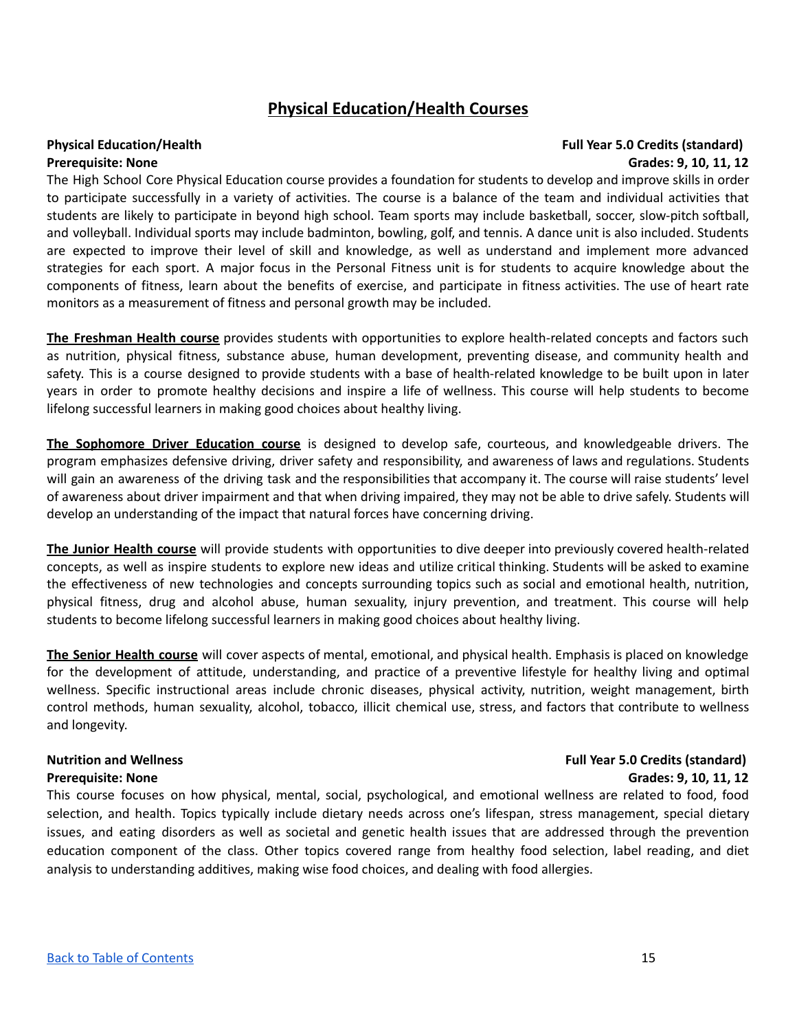# Physical Education/Health Courses

**Physical Education/Health** **Full Year 5.0 Credits (standard)**
**Prerequisite: None** **Grades: 9, 10, 11, 12**

The High School Core Physical Education course provides a foundation for students to develop and improve skills in order to participate successfully in a variety of activities. The course is a balance of the team and individual activities that students are likely to participate in beyond high school. Team sports may include basketball, soccer, slow-pitch softball, and volleyball. Individual sports may include badminton, bowling, golf, and tennis. A dance unit is also included. Students are expected to improve their level of skill and knowledge, as well as understand and implement more advanced strategies for each sport. A major focus in the Personal Fitness unit is for students to acquire knowledge about the components of fitness, learn about the benefits of exercise, and participate in fitness activities. The use of heart rate monitors as a measurement of fitness and personal growth may be included.

**The Freshman Health course** provides students with opportunities to explore health-related concepts and factors such as nutrition, physical fitness, substance abuse, human development, preventing disease, and community health and safety. This is a course designed to provide students with a base of health-related knowledge to be built upon in later years in order to promote healthy decisions and inspire a life of wellness. This course will help students to become lifelong successful learners in making good choices about healthy living.

**The Sophomore Driver Education course** is designed to develop safe, courteous, and knowledgeable drivers. The program emphasizes defensive driving, driver safety and responsibility, and awareness of laws and regulations. Students will gain an awareness of the driving task and the responsibilities that accompany it. The course will raise students' level of awareness about driver impairment and that when driving impaired, they may not be able to drive safely. Students will develop an understanding of the impact that natural forces have concerning driving.

**The Junior Health course** will provide students with opportunities to dive deeper into previously covered health-related concepts, as well as inspire students to explore new ideas and utilize critical thinking. Students will be asked to examine the effectiveness of new technologies and concepts surrounding topics such as social and emotional health, nutrition, physical fitness, drug and alcohol abuse, human sexuality, injury prevention, and treatment. This course will help students to become lifelong successful learners in making good choices about healthy living.

**The Senior Health course** will cover aspects of mental, emotional, and physical health. Emphasis is placed on knowledge for the development of attitude, understanding, and practice of a preventive lifestyle for healthy living and optimal wellness. Specific instructional areas include chronic diseases, physical activity, nutrition, weight management, birth control methods, human sexuality, alcohol, tobacco, illicit chemical use, stress, and factors that contribute to wellness and longevity.

**Nutrition and Wellness** **Full Year 5.0 Credits (standard)**
**Prerequisite: None** **Grades: 9, 10, 11, 12**

This course focuses on how physical, mental, social, psychological, and emotional wellness are related to food, food selection, and health. Topics typically include dietary needs across one's lifespan, stress management, special dietary issues, and eating disorders as well as societal and genetic health issues that are addressed through the prevention education component of the class. Other topics covered range from healthy food selection, label reading, and diet analysis to understanding additives, making wise food choices, and dealing with food allergies.

[Back to Table of Contents]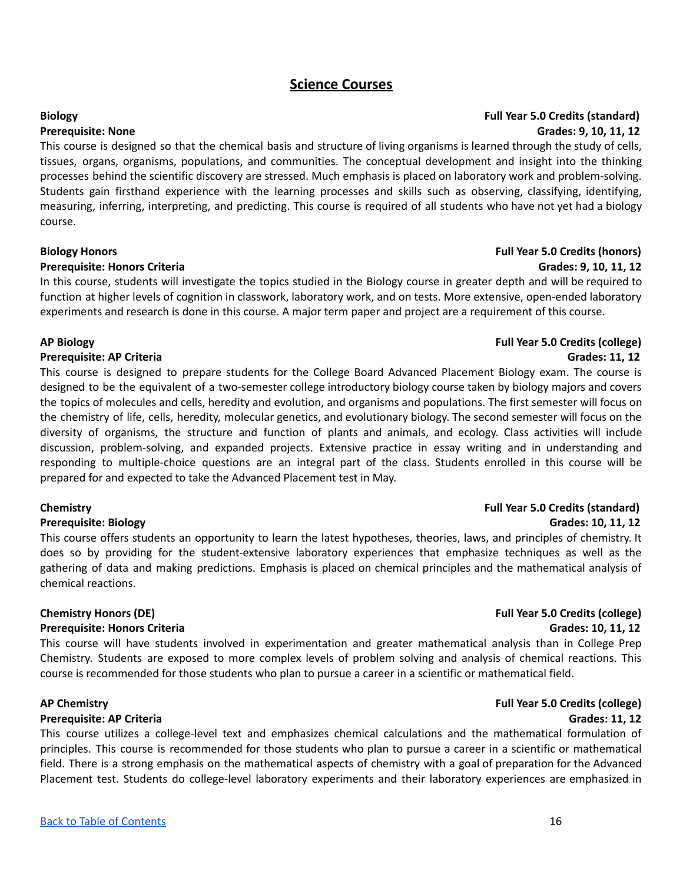## Science Courses

**Biology** — **Full Year 5.0 Credits (standard)**
**Prerequisite: None** — **Grades: 9, 10, 11, 12**

This course is designed so that the chemical basis and structure of living organisms is learned through the study of cells, tissues, organs, organisms, populations, and communities. The conceptual development and insight into the thinking processes behind the scientific discovery are stressed. Much emphasis is placed on laboratory work and problem-solving. Students gain firsthand experience with the learning processes and skills such as observing, classifying, identifying, measuring, inferring, interpreting, and predicting. This course is required of all students who have not yet had a biology course.

**Biology Honors** — **Full Year 5.0 Credits (honors)**
**Prerequisite: Honors Criteria** — **Grades: 9, 10, 11, 12**

In this course, students will investigate the topics studied in the Biology course in greater depth and will be required to function at higher levels of cognition in classwork, laboratory work, and on tests. More extensive, open-ended laboratory experiments and research is done in this course. A major term paper and project are a requirement of this course.

**AP Biology** — **Full Year 5.0 Credits (college)**
**Prerequisite: AP Criteria** — **Grades: 11, 12**

This course is designed to prepare students for the College Board Advanced Placement Biology exam. The course is designed to be the equivalent of a two-semester college introductory biology course taken by biology majors and covers the topics of molecules and cells, heredity and evolution, and organisms and populations. The first semester will focus on the chemistry of life, cells, heredity, molecular genetics, and evolutionary biology. The second semester will focus on the diversity of organisms, the structure and function of plants and animals, and ecology. Class activities will include discussion, problem-solving, and expanded projects. Extensive practice in essay writing and in understanding and responding to multiple-choice questions are an integral part of the class. Students enrolled in this course will be prepared for and expected to take the Advanced Placement test in May.

**Chemistry** — **Full Year 5.0 Credits (standard)**
**Prerequisite: Biology** — **Grades: 10, 11, 12**

This course offers students an opportunity to learn the latest hypotheses, theories, laws, and principles of chemistry. It does so by providing for the student-extensive laboratory experiences that emphasize techniques as well as the gathering of data and making predictions. Emphasis is placed on chemical principles and the mathematical analysis of chemical reactions.

**Chemistry Honors (DE)** — **Full Year 5.0 Credits (college)**
**Prerequisite: Honors Criteria** — **Grades: 10, 11, 12**

This course will have students involved in experimentation and greater mathematical analysis than in College Prep Chemistry. Students are exposed to more complex levels of problem solving and analysis of chemical reactions. This course is recommended for those students who plan to pursue a career in a scientific or mathematical field.

**AP Chemistry** — **Full Year 5.0 Credits (college)**
**Prerequisite: AP Criteria** — **Grades: 11, 12**

This course utilizes a college-level text and emphasizes chemical calculations and the mathematical formulation of principles. This course is recommended for those students who plan to pursue a career in a scientific or mathematical field. There is a strong emphasis on the mathematical aspects of chemistry with a goal of preparation for the Advanced Placement test. Students do college-level laboratory experiments and their laboratory experiences are emphasized in

[Back to Table of Contents]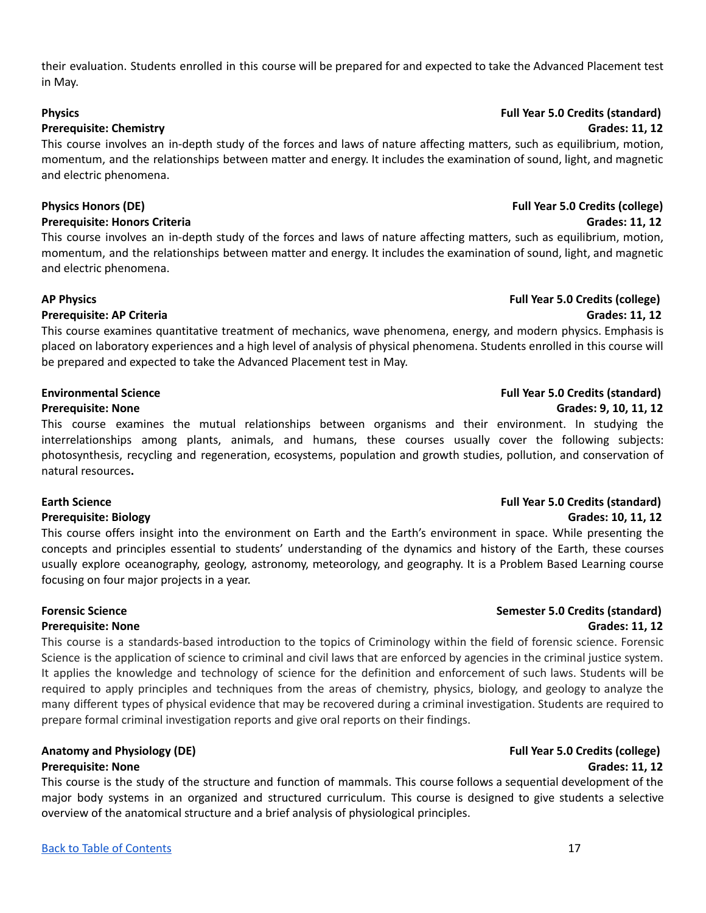their evaluation. Students enrolled in this course will be prepared for and expected to take the Advanced Placement test in May.

**Physics** — **Full Year 5.0 Credits (standard)**
**Prerequisite: Chemistry** — **Grades: 11, 12**

This course involves an in-depth study of the forces and laws of nature affecting matters, such as equilibrium, motion, momentum, and the relationships between matter and energy. It includes the examination of sound, light, and magnetic and electric phenomena.

**Physics Honors (DE)** — **Full Year 5.0 Credits (college)**
**Prerequisite: Honors Criteria** — **Grades: 11, 12**

This course involves an in-depth study of the forces and laws of nature affecting matters, such as equilibrium, motion, momentum, and the relationships between matter and energy. It includes the examination of sound, light, and magnetic and electric phenomena.

**AP Physics** — **Full Year 5.0 Credits (college)**
**Prerequisite: AP Criteria** — **Grades: 11, 12**

This course examines quantitative treatment of mechanics, wave phenomena, energy, and modern physics. Emphasis is placed on laboratory experiences and a high level of analysis of physical phenomena. Students enrolled in this course will be prepared and expected to take the Advanced Placement test in May.

**Environmental Science** — **Full Year 5.0 Credits (standard)**
**Prerequisite: None** — **Grades: 9, 10, 11, 12**

This course examines the mutual relationships between organisms and their environment. In studying the interrelationships among plants, animals, and humans, these courses usually cover the following subjects: photosynthesis, recycling and regeneration, ecosystems, population and growth studies, pollution, and conservation of natural resources**.**

**Earth Science** — **Full Year 5.0 Credits (standard)**
**Prerequisite: Biology** — **Grades: 10, 11, 12**

This course offers insight into the environment on Earth and the Earth's environment in space. While presenting the concepts and principles essential to students' understanding of the dynamics and history of the Earth, these courses usually explore oceanography, geology, astronomy, meteorology, and geography. It is a Problem Based Learning course focusing on four major projects in a year.

**Forensic Science** — **Semester 5.0 Credits (standard)**
**Prerequisite: None** — **Grades: 11, 12**

This course is a standards-based introduction to the topics of Criminology within the field of forensic science. Forensic Science is the application of science to criminal and civil laws that are enforced by agencies in the criminal justice system. It applies the knowledge and technology of science for the definition and enforcement of such laws. Students will be required to apply principles and techniques from the areas of chemistry, physics, biology, and geology to analyze the many different types of physical evidence that may be recovered during a criminal investigation. Students are required to prepare formal criminal investigation reports and give oral reports on their findings.

**Anatomy and Physiology (DE)** — **Full Year 5.0 Credits (college)**
**Prerequisite: None** — **Grades: 11, 12**

This course is the study of the structure and function of mammals. This course follows a sequential development of the major body systems in an organized and structured curriculum. This course is designed to give students a selective overview of the anatomical structure and a brief analysis of physiological principles.

[Back to Table of Contents]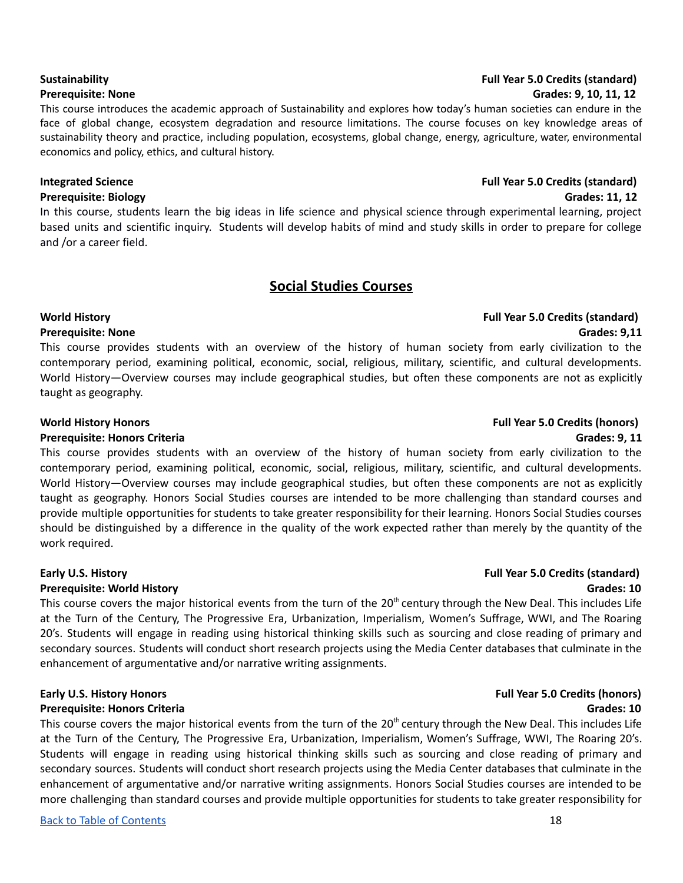**Sustainability** **Full Year 5.0 Credits (standard)**
**Prerequisite: None** **Grades: 9, 10, 11, 12**

This course introduces the academic approach of Sustainability and explores how today's human societies can endure in the face of global change, ecosystem degradation and resource limitations. The course focuses on key knowledge areas of sustainability theory and practice, including population, ecosystems, global change, energy, agriculture, water, environmental economics and policy, ethics, and cultural history.

**Integrated Science** **Full Year 5.0 Credits (standard)**
**Prerequisite: Biology** **Grades: 11, 12**

In this course, students learn the big ideas in life science and physical science through experimental learning, project based units and scientific inquiry. Students will develop habits of mind and study skills in order to prepare for college and /or a career field.

## Social Studies Courses

**World History** **Full Year 5.0 Credits (standard)**
**Prerequisite: None** **Grades: 9,11**

This course provides students with an overview of the history of human society from early civilization to the contemporary period, examining political, economic, social, religious, military, scientific, and cultural developments. World History—Overview courses may include geographical studies, but often these components are not as explicitly taught as geography.

**World History Honors** **Full Year 5.0 Credits (honors)**
**Prerequisite: Honors Criteria** **Grades: 9, 11**

This course provides students with an overview of the history of human society from early civilization to the contemporary period, examining political, economic, social, religious, military, scientific, and cultural developments. World History—Overview courses may include geographical studies, but often these components are not as explicitly taught as geography. Honors Social Studies courses are intended to be more challenging than standard courses and provide multiple opportunities for students to take greater responsibility for their learning. Honors Social Studies courses should be distinguished by a difference in the quality of the work expected rather than merely by the quantity of the work required.

**Early U.S. History** **Full Year 5.0 Credits (standard)**
**Prerequisite: World History** **Grades: 10**

This course covers the major historical events from the turn of the 20th century through the New Deal. This includes Life at the Turn of the Century, The Progressive Era, Urbanization, Imperialism, Women's Suffrage, WWI, and The Roaring 20's. Students will engage in reading using historical thinking skills such as sourcing and close reading of primary and secondary sources. Students will conduct short research projects using the Media Center databases that culminate in the enhancement of argumentative and/or narrative writing assignments.

**Early U.S. History Honors** **Full Year 5.0 Credits (honors)**
**Prerequisite: Honors Criteria** **Grades: 10**

This course covers the major historical events from the turn of the 20th century through the New Deal. This includes Life at the Turn of the Century, The Progressive Era, Urbanization, Imperialism, Women's Suffrage, WWI, The Roaring 20's. Students will engage in reading using historical thinking skills such as sourcing and close reading of primary and secondary sources. Students will conduct short research projects using the Media Center databases that culminate in the enhancement of argumentative and/or narrative writing assignments. Honors Social Studies courses are intended to be more challenging than standard courses and provide multiple opportunities for students to take greater responsibility for

[Back to Table of Contents]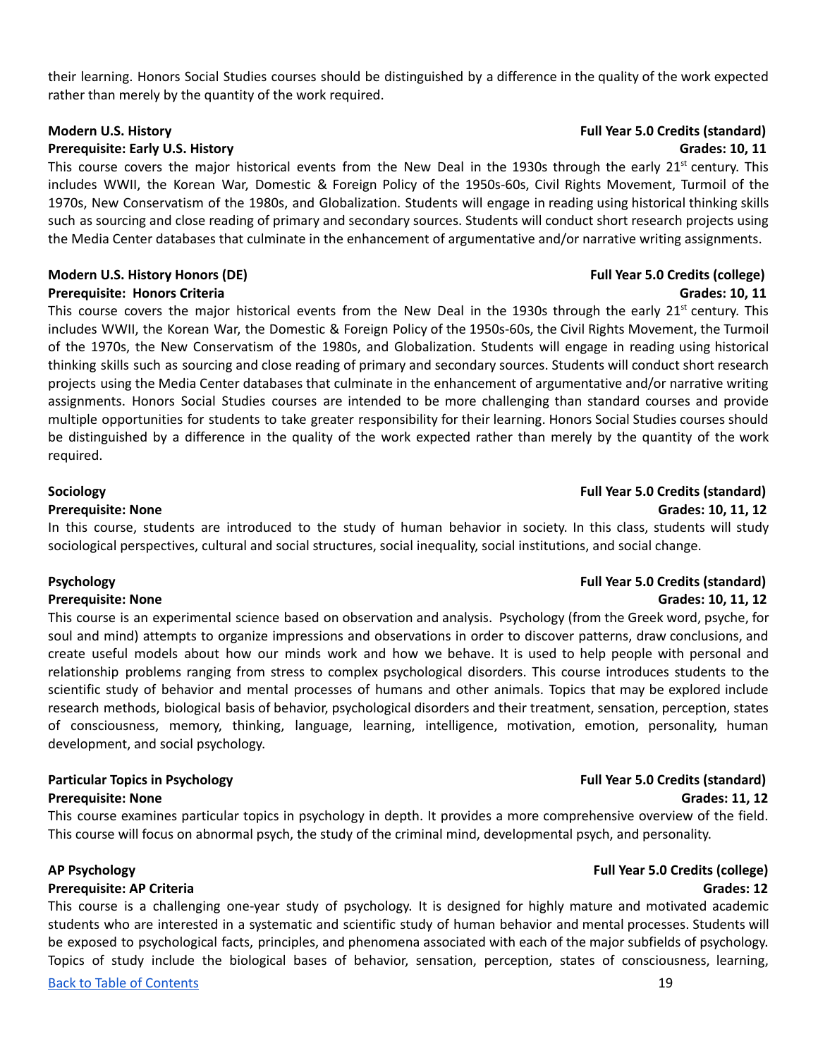their learning. Honors Social Studies courses should be distinguished by a difference in the quality of the work expected rather than merely by the quantity of the work required.

**Modern U.S. History** **Full Year 5.0 Credits (standard)**
**Prerequisite: Early U.S. History** **Grades: 10, 11**

This course covers the major historical events from the New Deal in the 1930s through the early 21st century. This includes WWII, the Korean War, Domestic & Foreign Policy of the 1950s-60s, Civil Rights Movement, Turmoil of the 1970s, New Conservatism of the 1980s, and Globalization. Students will engage in reading using historical thinking skills such as sourcing and close reading of primary and secondary sources. Students will conduct short research projects using the Media Center databases that culminate in the enhancement of argumentative and/or narrative writing assignments.

**Modern U.S. History Honors (DE)** **Full Year 5.0 Credits (college)**
**Prerequisite: Honors Criteria** **Grades: 10, 11**

This course covers the major historical events from the New Deal in the 1930s through the early 21st century. This includes WWII, the Korean War, the Domestic & Foreign Policy of the 1950s-60s, the Civil Rights Movement, the Turmoil of the 1970s, the New Conservatism of the 1980s, and Globalization. Students will engage in reading using historical thinking skills such as sourcing and close reading of primary and secondary sources. Students will conduct short research projects using the Media Center databases that culminate in the enhancement of argumentative and/or narrative writing assignments. Honors Social Studies courses are intended to be more challenging than standard courses and provide multiple opportunities for students to take greater responsibility for their learning. Honors Social Studies courses should be distinguished by a difference in the quality of the work expected rather than merely by the quantity of the work required.

**Sociology** **Full Year 5.0 Credits (standard)**
**Prerequisite: None** **Grades: 10, 11, 12**

In this course, students are introduced to the study of human behavior in society. In this class, students will study sociological perspectives, cultural and social structures, social inequality, social institutions, and social change.

**Psychology** **Full Year 5.0 Credits (standard)**
**Prerequisite: None** **Grades: 10, 11, 12**

This course is an experimental science based on observation and analysis. Psychology (from the Greek word, psyche, for soul and mind) attempts to organize impressions and observations in order to discover patterns, draw conclusions, and create useful models about how our minds work and how we behave. It is used to help people with personal and relationship problems ranging from stress to complex psychological disorders. This course introduces students to the scientific study of behavior and mental processes of humans and other animals. Topics that may be explored include research methods, biological basis of behavior, psychological disorders and their treatment, sensation, perception, states of consciousness, memory, thinking, language, learning, intelligence, motivation, emotion, personality, human development, and social psychology.

**Particular Topics in Psychology** **Full Year 5.0 Credits (standard)**
**Prerequisite: None** **Grades: 11, 12**

This course examines particular topics in psychology in depth. It provides a more comprehensive overview of the field. This course will focus on abnormal psych, the study of the criminal mind, developmental psych, and personality.

**AP Psychology** **Full Year 5.0 Credits (college)**
**Prerequisite: AP Criteria** **Grades: 12**

This course is a challenging one-year study of psychology. It is designed for highly mature and motivated academic students who are interested in a systematic and scientific study of human behavior and mental processes. Students will be exposed to psychological facts, principles, and phenomena associated with each of the major subfields of psychology. Topics of study include the biological bases of behavior, sensation, perception, states of consciousness, learning,

[Back to Table of Contents]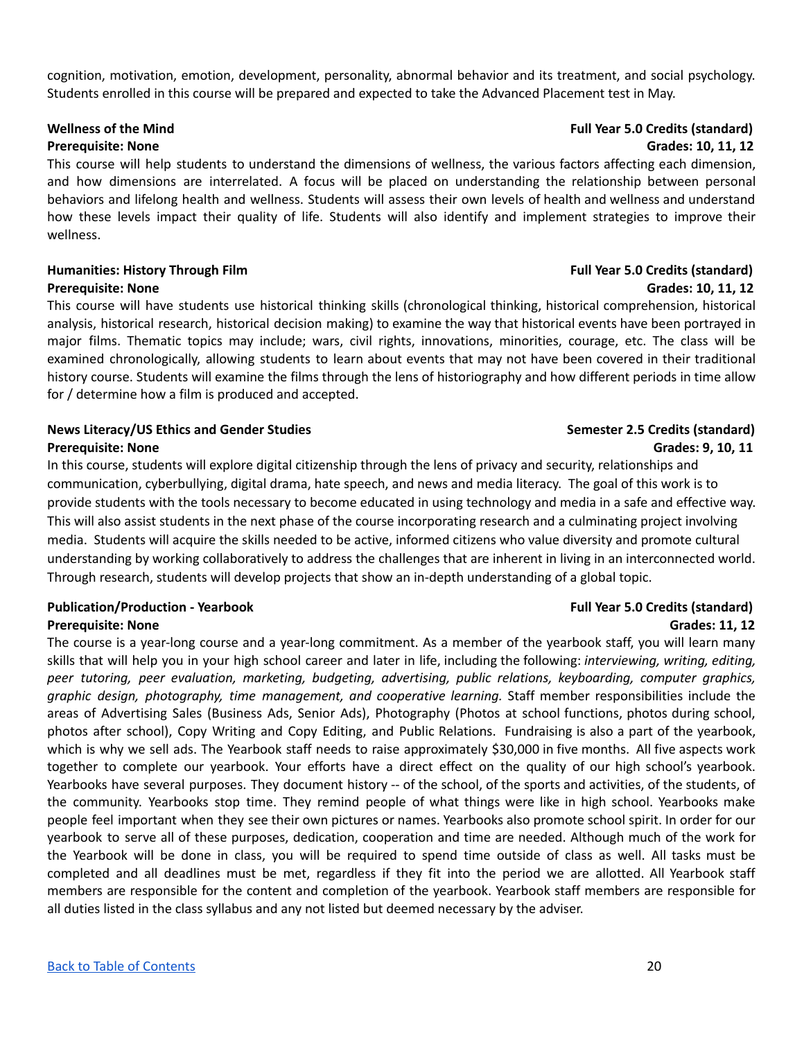cognition, motivation, emotion, development, personality, abnormal behavior and its treatment, and social psychology. Students enrolled in this course will be prepared and expected to take the Advanced Placement test in May.

**Wellness of the Mind** **Full Year 5.0 Credits (standard)**
**Prerequisite: None** **Grades: 10, 11, 12**

This course will help students to understand the dimensions of wellness, the various factors affecting each dimension, and how dimensions are interrelated. A focus will be placed on understanding the relationship between personal behaviors and lifelong health and wellness. Students will assess their own levels of health and wellness and understand how these levels impact their quality of life. Students will also identify and implement strategies to improve their wellness.

**Humanities: History Through Film** **Full Year 5.0 Credits (standard)**
**Prerequisite: None** **Grades: 10, 11, 12**

This course will have students use historical thinking skills (chronological thinking, historical comprehension, historical analysis, historical research, historical decision making) to examine the way that historical events have been portrayed in major films. Thematic topics may include; wars, civil rights, innovations, minorities, courage, etc. The class will be examined chronologically, allowing students to learn about events that may not have been covered in their traditional history course. Students will examine the films through the lens of historiography and how different periods in time allow for / determine how a film is produced and accepted.

**News Literacy/US Ethics and Gender Studies** **Semester 2.5 Credits (standard)**
**Prerequisite: None** **Grades: 9, 10, 11**

In this course, students will explore digital citizenship through the lens of privacy and security, relationships and communication, cyberbullying, digital drama, hate speech, and news and media literacy. The goal of this work is to provide students with the tools necessary to become educated in using technology and media in a safe and effective way. This will also assist students in the next phase of the course incorporating research and a culminating project involving media. Students will acquire the skills needed to be active, informed citizens who value diversity and promote cultural understanding by working collaboratively to address the challenges that are inherent in living in an interconnected world. Through research, students will develop projects that show an in-depth understanding of a global topic.

**Publication/Production - Yearbook** **Full Year 5.0 Credits (standard)**
**Prerequisite: None** **Grades: 11, 12**

The course is a year-long course and a year-long commitment. As a member of the yearbook staff, you will learn many skills that will help you in your high school career and later in life, including the following: *interviewing, writing, editing, peer tutoring, peer evaluation, marketing, budgeting, advertising, public relations, keyboarding, computer graphics, graphic design, photography, time management, and cooperative learning.* Staff member responsibilities include the areas of Advertising Sales (Business Ads, Senior Ads), Photography (Photos at school functions, photos during school, photos after school), Copy Writing and Copy Editing, and Public Relations. Fundraising is also a part of the yearbook, which is why we sell ads. The Yearbook staff needs to raise approximately $30,000 in five months. All five aspects work together to complete our yearbook. Your efforts have a direct effect on the quality of our high school's yearbook. Yearbooks have several purposes. They document history -- of the school, of the sports and activities, of the students, of the community. Yearbooks stop time. They remind people of what things were like in high school. Yearbooks make people feel important when they see their own pictures or names. Yearbooks also promote school spirit. In order for our yearbook to serve all of these purposes, dedication, cooperation and time are needed. Although much of the work for the Yearbook will be done in class, you will be required to spend time outside of class as well. All tasks must be completed and all deadlines must be met, regardless if they fit into the period we are allotted. All Yearbook staff members are responsible for the content and completion of the yearbook. Yearbook staff members are responsible for all duties listed in the class syllabus and any not listed but deemed necessary by the adviser.

[Back to Table of Contents]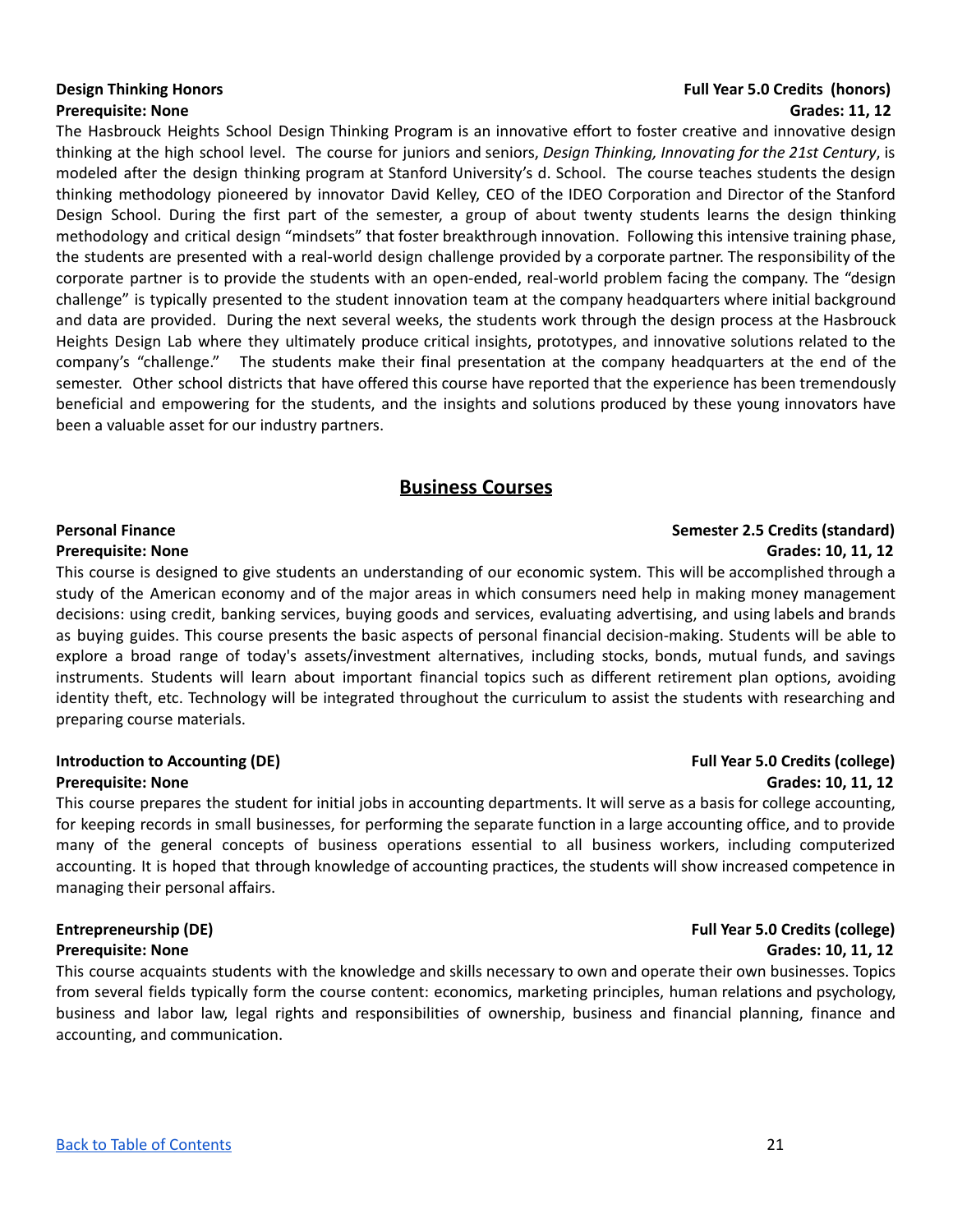**Design Thinking Honors** — **Full Year 5.0 Credits (honors)**
**Prerequisite: None** — **Grades: 11, 12**

The Hasbrouck Heights School Design Thinking Program is an innovative effort to foster creative and innovative design thinking at the high school level. The course for juniors and seniors, *Design Thinking, Innovating for the 21st Century*, is modeled after the design thinking program at Stanford University's d. School. The course teaches students the design thinking methodology pioneered by innovator David Kelley, CEO of the IDEO Corporation and Director of the Stanford Design School. During the first part of the semester, a group of about twenty students learns the design thinking methodology and critical design "mindsets" that foster breakthrough innovation. Following this intensive training phase, the students are presented with a real-world design challenge provided by a corporate partner. The responsibility of the corporate partner is to provide the students with an open-ended, real-world problem facing the company. The "design challenge" is typically presented to the student innovation team at the company headquarters where initial background and data are provided. During the next several weeks, the students work through the design process at the Hasbrouck Heights Design Lab where they ultimately produce critical insights, prototypes, and innovative solutions related to the company's "challenge." The students make their final presentation at the company headquarters at the end of the semester. Other school districts that have offered this course have reported that the experience has been tremendously beneficial and empowering for the students, and the insights and solutions produced by these young innovators have been a valuable asset for our industry partners.

## Business Courses

**Personal Finance** — **Semester 2.5 Credits (standard)**
**Prerequisite: None** — **Grades: 10, 11, 12**

This course is designed to give students an understanding of our economic system. This will be accomplished through a study of the American economy and of the major areas in which consumers need help in making money management decisions: using credit, banking services, buying goods and services, evaluating advertising, and using labels and brands as buying guides. This course presents the basic aspects of personal financial decision-making. Students will be able to explore a broad range of today's assets/investment alternatives, including stocks, bonds, mutual funds, and savings instruments. Students will learn about important financial topics such as different retirement plan options, avoiding identity theft, etc. Technology will be integrated throughout the curriculum to assist the students with researching and preparing course materials.

**Introduction to Accounting (DE)** — **Full Year 5.0 Credits (college)**
**Prerequisite: None** — **Grades: 10, 11, 12**

This course prepares the student for initial jobs in accounting departments. It will serve as a basis for college accounting, for keeping records in small businesses, for performing the separate function in a large accounting office, and to provide many of the general concepts of business operations essential to all business workers, including computerized accounting. It is hoped that through knowledge of accounting practices, the students will show increased competence in managing their personal affairs.

**Entrepreneurship (DE)** — **Full Year 5.0 Credits (college)**
**Prerequisite: None** — **Grades: 10, 11, 12**

This course acquaints students with the knowledge and skills necessary to own and operate their own businesses. Topics from several fields typically form the course content: economics, marketing principles, human relations and psychology, business and labor law, legal rights and responsibilities of ownership, business and financial planning, finance and accounting, and communication.

[Back to Table of Contents]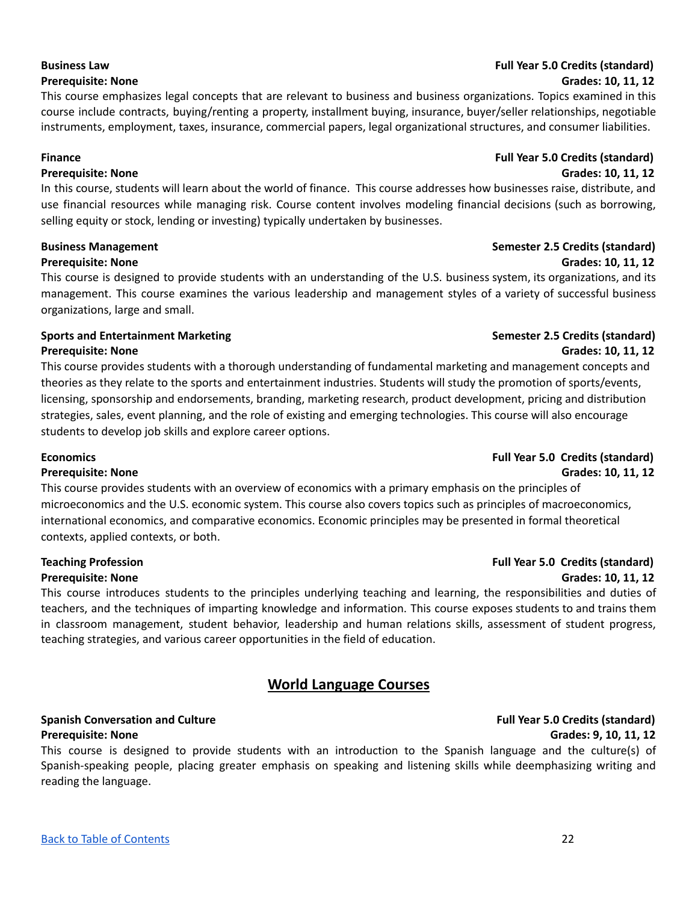**Business Law** **Full Year 5.0 Credits (standard)**
**Prerequisite: None** **Grades: 10, 11, 12**

This course emphasizes legal concepts that are relevant to business and business organizations. Topics examined in this course include contracts, buying/renting a property, installment buying, insurance, buyer/seller relationships, negotiable instruments, employment, taxes, insurance, commercial papers, legal organizational structures, and consumer liabilities.

**Finance** **Full Year 5.0 Credits (standard)**
**Prerequisite: None** **Grades: 10, 11, 12**

In this course, students will learn about the world of finance. This course addresses how businesses raise, distribute, and use financial resources while managing risk. Course content involves modeling financial decisions (such as borrowing, selling equity or stock, lending or investing) typically undertaken by businesses.

**Business Management** **Semester 2.5 Credits (standard)**
**Prerequisite: None** **Grades: 10, 11, 12**

This course is designed to provide students with an understanding of the U.S. business system, its organizations, and its management. This course examines the various leadership and management styles of a variety of successful business organizations, large and small.

**Sports and Entertainment Marketing** **Semester 2.5 Credits (standard)**
**Prerequisite: None** **Grades: 10, 11, 12**

This course provides students with a thorough understanding of fundamental marketing and management concepts and theories as they relate to the sports and entertainment industries. Students will study the promotion of sports/events, licensing, sponsorship and endorsements, branding, marketing research, product development, pricing and distribution strategies, sales, event planning, and the role of existing and emerging technologies. This course will also encourage students to develop job skills and explore career options.

**Economics** **Full Year 5.0 Credits (standard)**
**Prerequisite: None** **Grades: 10, 11, 12**

This course provides students with an overview of economics with a primary emphasis on the principles of microeconomics and the U.S. economic system. This course also covers topics such as principles of macroeconomics, international economics, and comparative economics. Economic principles may be presented in formal theoretical contexts, applied contexts, or both.

**Teaching Profession** **Full Year 5.0 Credits (standard)**
**Prerequisite: None** **Grades: 10, 11, 12**

This course introduces students to the principles underlying teaching and learning, the responsibilities and duties of teachers, and the techniques of imparting knowledge and information. This course exposes students to and trains them in classroom management, student behavior, leadership and human relations skills, assessment of student progress, teaching strategies, and various career opportunities in the field of education.

## World Language Courses

**Spanish Conversation and Culture** **Full Year 5.0 Credits (standard)**
**Prerequisite: None** **Grades: 9, 10, 11, 12**

This course is designed to provide students with an introduction to the Spanish language and the culture(s) of Spanish-speaking people, placing greater emphasis on speaking and listening skills while deemphasizing writing and reading the language.

[Back to Table of Contents]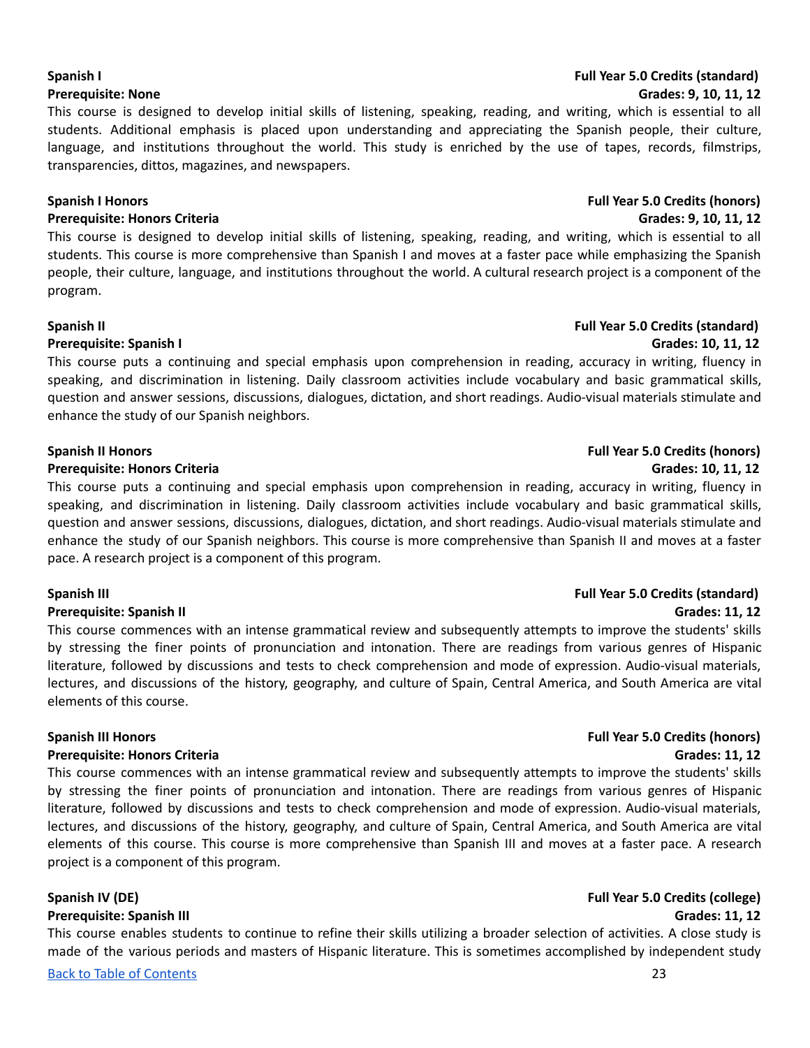**Spanish I** — **Full Year 5.0 Credits (standard)**
**Prerequisite: None** — **Grades: 9, 10, 11, 12**

This course is designed to develop initial skills of listening, speaking, reading, and writing, which is essential to all students. Additional emphasis is placed upon understanding and appreciating the Spanish people, their culture, language, and institutions throughout the world. This study is enriched by the use of tapes, records, filmstrips, transparencies, dittos, magazines, and newspapers.

**Spanish I Honors** — **Full Year 5.0 Credits (honors)**
**Prerequisite: Honors Criteria** — **Grades: 9, 10, 11, 12**

This course is designed to develop initial skills of listening, speaking, reading, and writing, which is essential to all students. This course is more comprehensive than Spanish I and moves at a faster pace while emphasizing the Spanish people, their culture, language, and institutions throughout the world. A cultural research project is a component of the program.

**Spanish II** — **Full Year 5.0 Credits (standard)**
**Prerequisite: Spanish I** — **Grades: 10, 11, 12**

This course puts a continuing and special emphasis upon comprehension in reading, accuracy in writing, fluency in speaking, and discrimination in listening. Daily classroom activities include vocabulary and basic grammatical skills, question and answer sessions, discussions, dialogues, dictation, and short readings. Audio-visual materials stimulate and enhance the study of our Spanish neighbors.

**Spanish II Honors** — **Full Year 5.0 Credits (honors)**
**Prerequisite: Honors Criteria** — **Grades: 10, 11, 12**

This course puts a continuing and special emphasis upon comprehension in reading, accuracy in writing, fluency in speaking, and discrimination in listening. Daily classroom activities include vocabulary and basic grammatical skills, question and answer sessions, discussions, dialogues, dictation, and short readings. Audio-visual materials stimulate and enhance the study of our Spanish neighbors. This course is more comprehensive than Spanish II and moves at a faster pace. A research project is a component of this program.

**Spanish III** — **Full Year 5.0 Credits (standard)**
**Prerequisite: Spanish II** — **Grades: 11, 12**

This course commences with an intense grammatical review and subsequently attempts to improve the students' skills by stressing the finer points of pronunciation and intonation. There are readings from various genres of Hispanic literature, followed by discussions and tests to check comprehension and mode of expression. Audio-visual materials, lectures, and discussions of the history, geography, and culture of Spain, Central America, and South America are vital elements of this course.

**Spanish III Honors** — **Full Year 5.0 Credits (honors)**
**Prerequisite: Honors Criteria** — **Grades: 11, 12**

This course commences with an intense grammatical review and subsequently attempts to improve the students' skills by stressing the finer points of pronunciation and intonation. There are readings from various genres of Hispanic literature, followed by discussions and tests to check comprehension and mode of expression. Audio-visual materials, lectures, and discussions of the history, geography, and culture of Spain, Central America, and South America are vital elements of this course. This course is more comprehensive than Spanish III and moves at a faster pace. A research project is a component of this program.

**Spanish IV (DE)** — **Full Year 5.0 Credits (college)**
**Prerequisite: Spanish III** — **Grades: 11, 12**

This course enables students to continue to refine their skills utilizing a broader selection of activities. A close study is made of the various periods and masters of Hispanic literature. This is sometimes accomplished by independent study

[Back to Table of Contents]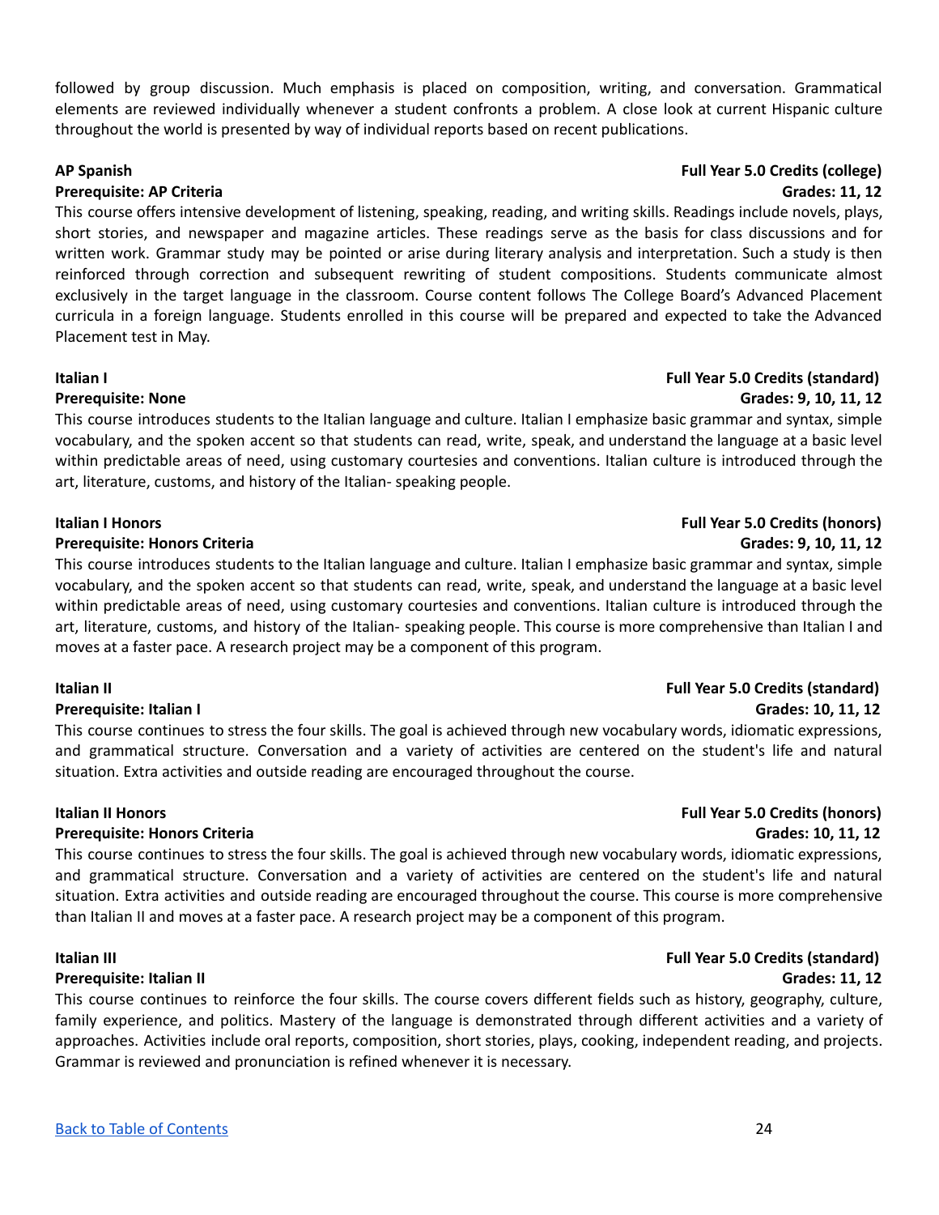followed by group discussion. Much emphasis is placed on composition, writing, and conversation. Grammatical elements are reviewed individually whenever a student confronts a problem. A close look at current Hispanic culture throughout the world is presented by way of individual reports based on recent publications.

**AP Spanish** **Full Year 5.0 Credits (college)**
**Prerequisite: AP Criteria** **Grades: 11, 12**

This course offers intensive development of listening, speaking, reading, and writing skills. Readings include novels, plays, short stories, and newspaper and magazine articles. These readings serve as the basis for class discussions and for written work. Grammar study may be pointed or arise during literary analysis and interpretation. Such a study is then reinforced through correction and subsequent rewriting of student compositions. Students communicate almost exclusively in the target language in the classroom. Course content follows The College Board's Advanced Placement curricula in a foreign language. Students enrolled in this course will be prepared and expected to take the Advanced Placement test in May.

**Italian I** **Full Year 5.0 Credits (standard)**
**Prerequisite: None** **Grades: 9, 10, 11, 12**

This course introduces students to the Italian language and culture. Italian I emphasize basic grammar and syntax, simple vocabulary, and the spoken accent so that students can read, write, speak, and understand the language at a basic level within predictable areas of need, using customary courtesies and conventions. Italian culture is introduced through the art, literature, customs, and history of the Italian- speaking people.

**Italian I Honors** **Full Year 5.0 Credits (honors)**
**Prerequisite: Honors Criteria** **Grades: 9, 10, 11, 12**

This course introduces students to the Italian language and culture. Italian I emphasize basic grammar and syntax, simple vocabulary, and the spoken accent so that students can read, write, speak, and understand the language at a basic level within predictable areas of need, using customary courtesies and conventions. Italian culture is introduced through the art, literature, customs, and history of the Italian- speaking people. This course is more comprehensive than Italian I and moves at a faster pace. A research project may be a component of this program.

**Italian II** **Full Year 5.0 Credits (standard)**
**Prerequisite: Italian I** **Grades: 10, 11, 12**

This course continues to stress the four skills. The goal is achieved through new vocabulary words, idiomatic expressions, and grammatical structure. Conversation and a variety of activities are centered on the student's life and natural situation. Extra activities and outside reading are encouraged throughout the course.

**Italian II Honors** **Full Year 5.0 Credits (honors)**
**Prerequisite: Honors Criteria** **Grades: 10, 11, 12**

This course continues to stress the four skills. The goal is achieved through new vocabulary words, idiomatic expressions, and grammatical structure. Conversation and a variety of activities are centered on the student's life and natural situation. Extra activities and outside reading are encouraged throughout the course. This course is more comprehensive than Italian II and moves at a faster pace. A research project may be a component of this program.

**Italian III** **Full Year 5.0 Credits (standard)**
**Prerequisite: Italian II** **Grades: 11, 12**

This course continues to reinforce the four skills. The course covers different fields such as history, geography, culture, family experience, and politics. Mastery of the language is demonstrated through different activities and a variety of approaches. Activities include oral reports, composition, short stories, plays, cooking, independent reading, and projects. Grammar is reviewed and pronunciation is refined whenever it is necessary.

[Back to Table of Contents]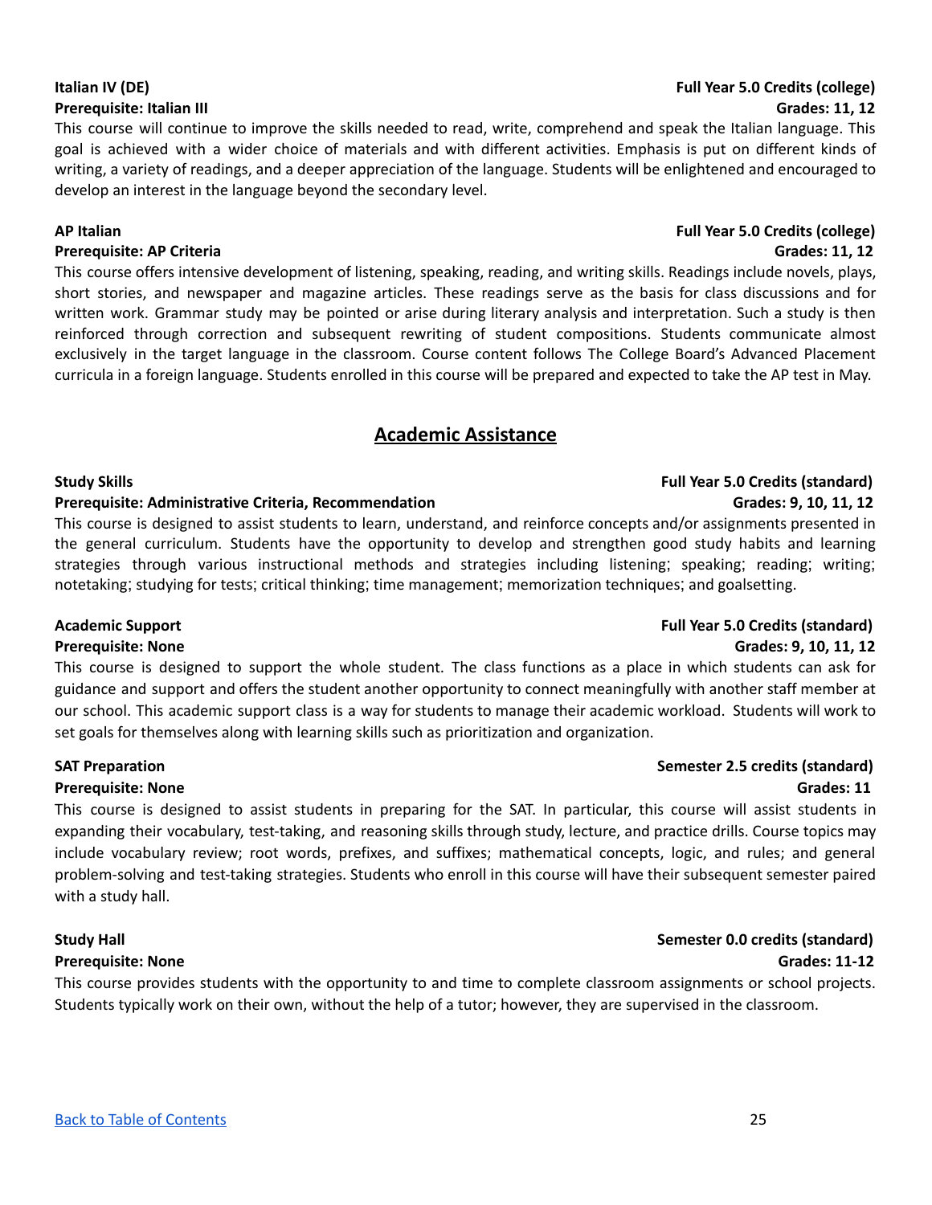**Italian IV (DE)** **Full Year 5.0 Credits (college)**
**Prerequisite: Italian III** **Grades: 11, 12**

This course will continue to improve the skills needed to read, write, comprehend and speak the Italian language. This goal is achieved with a wider choice of materials and with different activities. Emphasis is put on different kinds of writing, a variety of readings, and a deeper appreciation of the language. Students will be enlightened and encouraged to develop an interest in the language beyond the secondary level.

**AP Italian** **Full Year 5.0 Credits (college)**
**Prerequisite: AP Criteria** **Grades: 11, 12**

This course offers intensive development of listening, speaking, reading, and writing skills. Readings include novels, plays, short stories, and newspaper and magazine articles. These readings serve as the basis for class discussions and for written work. Grammar study may be pointed or arise during literary analysis and interpretation. Such a study is then reinforced through correction and subsequent rewriting of student compositions. Students communicate almost exclusively in the target language in the classroom. Course content follows The College Board's Advanced Placement curricula in a foreign language. Students enrolled in this course will be prepared and expected to take the AP test in May.

## Academic Assistance

**Study Skills** **Full Year 5.0 Credits (standard)**
**Prerequisite: Administrative Criteria, Recommendation** **Grades: 9, 10, 11, 12**

This course is designed to assist students to learn, understand, and reinforce concepts and/or assignments presented in the general curriculum. Students have the opportunity to develop and strengthen good study habits and learning strategies through various instructional methods and strategies including listening; speaking; reading; writing; notetaking; studying for tests; critical thinking; time management; memorization techniques; and goalsetting.

**Academic Support** **Full Year 5.0 Credits (standard)**
**Prerequisite: None** **Grades: 9, 10, 11, 12**

This course is designed to support the whole student. The class functions as a place in which students can ask for guidance and support and offers the student another opportunity to connect meaningfully with another staff member at our school. This academic support class is a way for students to manage their academic workload. Students will work to set goals for themselves along with learning skills such as prioritization and organization.

**SAT Preparation** **Semester 2.5 credits (standard)**
**Prerequisite: None** **Grades: 11**

This course is designed to assist students in preparing for the SAT. In particular, this course will assist students in expanding their vocabulary, test-taking, and reasoning skills through study, lecture, and practice drills. Course topics may include vocabulary review; root words, prefixes, and suffixes; mathematical concepts, logic, and rules; and general problem-solving and test-taking strategies. Students who enroll in this course will have their subsequent semester paired with a study hall.

**Study Hall** **Semester 0.0 credits (standard)**
**Prerequisite: None** **Grades: 11-12**

This course provides students with the opportunity to and time to complete classroom assignments or school projects. Students typically work on their own, without the help of a tutor; however, they are supervised in the classroom.

[Back to Table of Contents]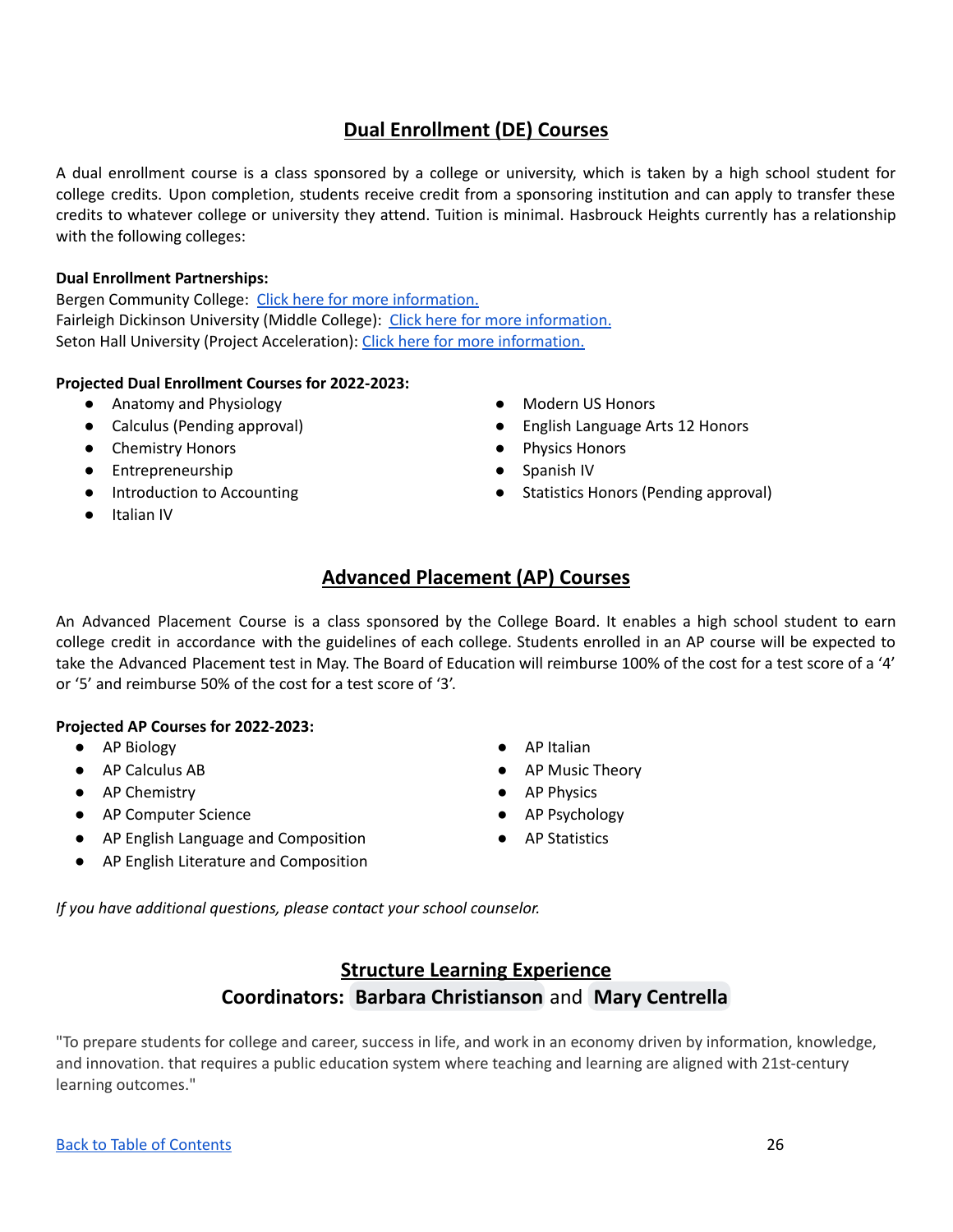## Dual Enrollment (DE) Courses

A dual enrollment course is a class sponsored by a college or university, which is taken by a high school student for college credits. Upon completion, students receive credit from a sponsoring institution and can apply to transfer these credits to whatever college or university they attend. Tuition is minimal. Hasbrouck Heights currently has a relationship with the following colleges:

**Dual Enrollment Partnerships:**
Bergen Community College: [Click here for more information.]
Fairleigh Dickinson University (Middle College): [Click here for more information.]
Seton Hall University (Project Acceleration): [Click here for more information.]

**Projected Dual Enrollment Courses for 2022-2023:**

- Anatomy and Physiology
- Calculus (Pending approval)
- Chemistry Honors
- Entrepreneurship
- Introduction to Accounting
- Italian IV
- Modern US Honors
- English Language Arts 12 Honors
- Physics Honors
- Spanish IV
- Statistics Honors (Pending approval)

## Advanced Placement (AP) Courses

An Advanced Placement Course is a class sponsored by the College Board. It enables a high school student to earn college credit in accordance with the guidelines of each college. Students enrolled in an AP course will be expected to take the Advanced Placement test in May. The Board of Education will reimburse 100% of the cost for a test score of a '4' or '5' and reimburse 50% of the cost for a test score of '3'.

**Projected AP Courses for 2022-2023:**

- AP Biology
- AP Calculus AB
- AP Chemistry
- AP Computer Science
- AP English Language and Composition
- AP English Literature and Composition
- AP Italian
- AP Music Theory
- AP Physics
- AP Psychology
- AP Statistics

*If you have additional questions, please contact your school counselor.*

## Structure Learning Experience
### Coordinators: Barbara Christianson and Mary Centrella

"To prepare students for college and career, success in life, and work in an economy driven by information, knowledge, and innovation. that requires a public education system where teaching and learning are aligned with 21st-century learning outcomes."

Back to Table of Contents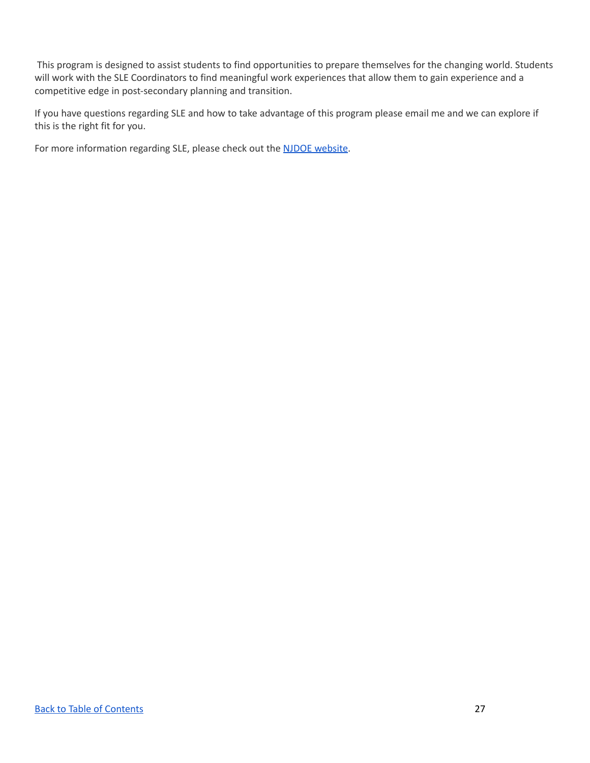This program is designed to assist students to find opportunities to prepare themselves for the changing world. Students will work with the SLE Coordinators to find meaningful work experiences that allow them to gain experience and a competitive edge in post-secondary planning and transition.

If you have questions regarding SLE and how to take advantage of this program please email me and we can explore if this is the right fit for you.

For more information regarding SLE, please check out the [NJDOE website](NJDOE website).

[Back to Table of Contents](Back to Table of Contents)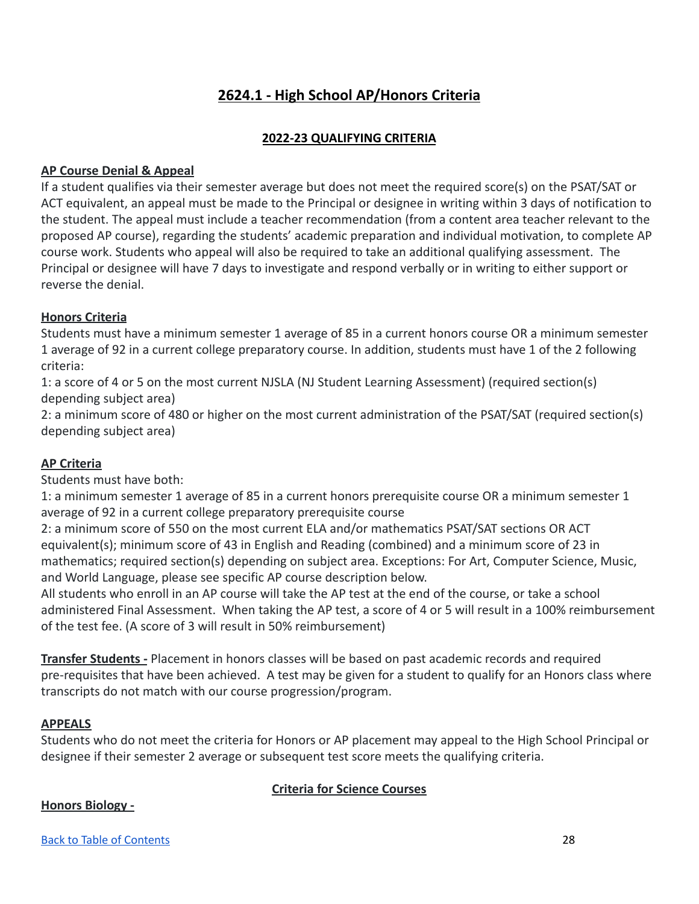## 2624.1 - High School AP/Honors Criteria

### 2022-23 QUALIFYING CRITERIA

**AP Course Denial & Appeal**

If a student qualifies via their semester average but does not meet the required score(s) on the PSAT/SAT or ACT equivalent, an appeal must be made to the Principal or designee in writing within 3 days of notification to the student. The appeal must include a teacher recommendation (from a content area teacher relevant to the proposed AP course), regarding the students' academic preparation and individual motivation, to complete AP course work. Students who appeal will also be required to take an additional qualifying assessment. The Principal or designee will have 7 days to investigate and respond verbally or in writing to either support or reverse the denial.

**Honors Criteria**

Students must have a minimum semester 1 average of 85 in a current honors course OR a minimum semester 1 average of 92 in a current college preparatory course. In addition, students must have 1 of the 2 following criteria:

1: a score of 4 or 5 on the most current NJSLA (NJ Student Learning Assessment) (required section(s) depending subject area)

2: a minimum score of 480 or higher on the most current administration of the PSAT/SAT (required section(s) depending subject area)

**AP Criteria**

Students must have both:

1: a minimum semester 1 average of 85 in a current honors prerequisite course OR a minimum semester 1 average of 92 in a current college preparatory prerequisite course

2: a minimum score of 550 on the most current ELA and/or mathematics PSAT/SAT sections OR ACT equivalent(s); minimum score of 43 in English and Reading (combined) and a minimum score of 23 in mathematics; required section(s) depending on subject area. Exceptions: For Art, Computer Science, Music, and World Language, please see specific AP course description below.

All students who enroll in an AP course will take the AP test at the end of the course, or take a school administered Final Assessment. When taking the AP test, a score of 4 or 5 will result in a 100% reimbursement of the test fee. (A score of 3 will result in 50% reimbursement)

**Transfer Students -** Placement in honors classes will be based on past academic records and required pre-requisites that have been achieved. A test may be given for a student to qualify for an Honors class where transcripts do not match with our course progression/program.

**APPEALS**

Students who do not meet the criteria for Honors or AP placement may appeal to the High School Principal or designee if their semester 2 average or subsequent test score meets the qualifying criteria.

### Criteria for Science Courses

**Honors Biology -**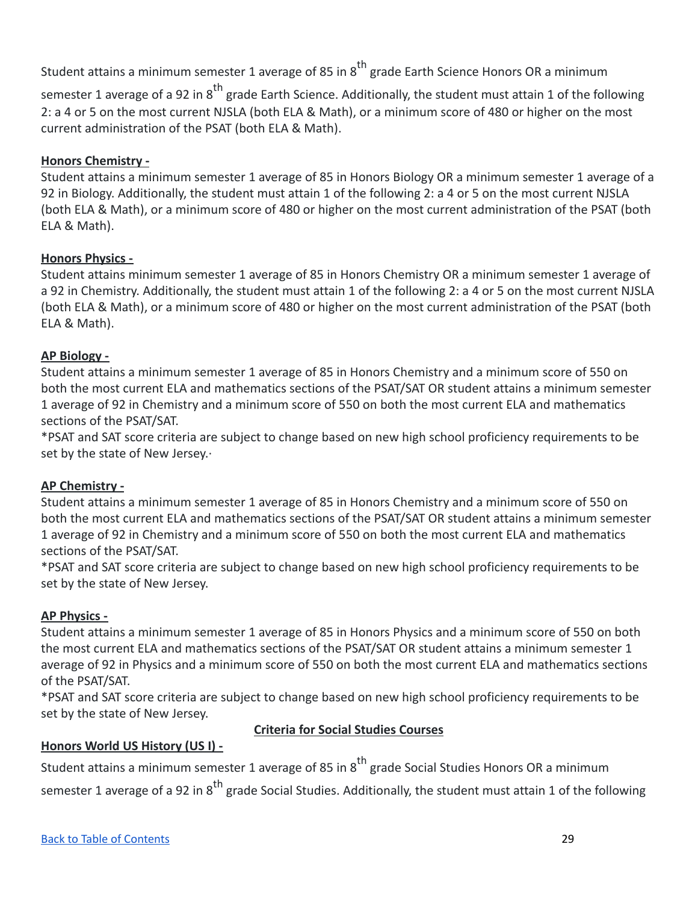Student attains a minimum semester 1 average of 85 in 8th grade Earth Science Honors OR a minimum semester 1 average of a 92 in 8th grade Earth Science. Additionally, the student must attain 1 of the following 2: a 4 or 5 on the most current NJSLA (both ELA & Math), or a minimum score of 480 or higher on the most current administration of the PSAT (both ELA & Math).

**Honors Chemistry -**

Student attains a minimum semester 1 average of 85 in Honors Biology OR a minimum semester 1 average of a 92 in Biology. Additionally, the student must attain 1 of the following 2: a 4 or 5 on the most current NJSLA (both ELA & Math), or a minimum score of 480 or higher on the most current administration of the PSAT (both ELA & Math).

**Honors Physics -**

Student attains minimum semester 1 average of 85 in Honors Chemistry OR a minimum semester 1 average of a 92 in Chemistry. Additionally, the student must attain 1 of the following 2: a 4 or 5 on the most current NJSLA (both ELA & Math), or a minimum score of 480 or higher on the most current administration of the PSAT (both ELA & Math).

**AP Biology -**

Student attains a minimum semester 1 average of 85 in Honors Chemistry and a minimum score of 550 on both the most current ELA and mathematics sections of the PSAT/SAT OR student attains a minimum semester 1 average of 92 in Chemistry and a minimum score of 550 on both the most current ELA and mathematics sections of the PSAT/SAT.

*PSAT and SAT score criteria are subject to change based on new high school proficiency requirements to be set by the state of New Jersey.·

**AP Chemistry -**

Student attains a minimum semester 1 average of 85 in Honors Chemistry and a minimum score of 550 on both the most current ELA and mathematics sections of the PSAT/SAT OR student attains a minimum semester 1 average of 92 in Chemistry and a minimum score of 550 on both the most current ELA and mathematics sections of the PSAT/SAT.

*PSAT and SAT score criteria are subject to change based on new high school proficiency requirements to be set by the state of New Jersey.

**AP Physics -**

Student attains a minimum semester 1 average of 85 in Honors Physics and a minimum score of 550 on both the most current ELA and mathematics sections of the PSAT/SAT OR student attains a minimum semester 1 average of 92 in Physics and a minimum score of 550 on both the most current ELA and mathematics sections of the PSAT/SAT.

*PSAT and SAT score criteria are subject to change based on new high school proficiency requirements to be set by the state of New Jersey.

## Criteria for Social Studies Courses

**Honors World US History (US I) -**

Student attains a minimum semester 1 average of 85 in 8th grade Social Studies Honors OR a minimum semester 1 average of a 92 in 8th grade Social Studies. Additionally, the student must attain 1 of the following

[Back to Table of Contents]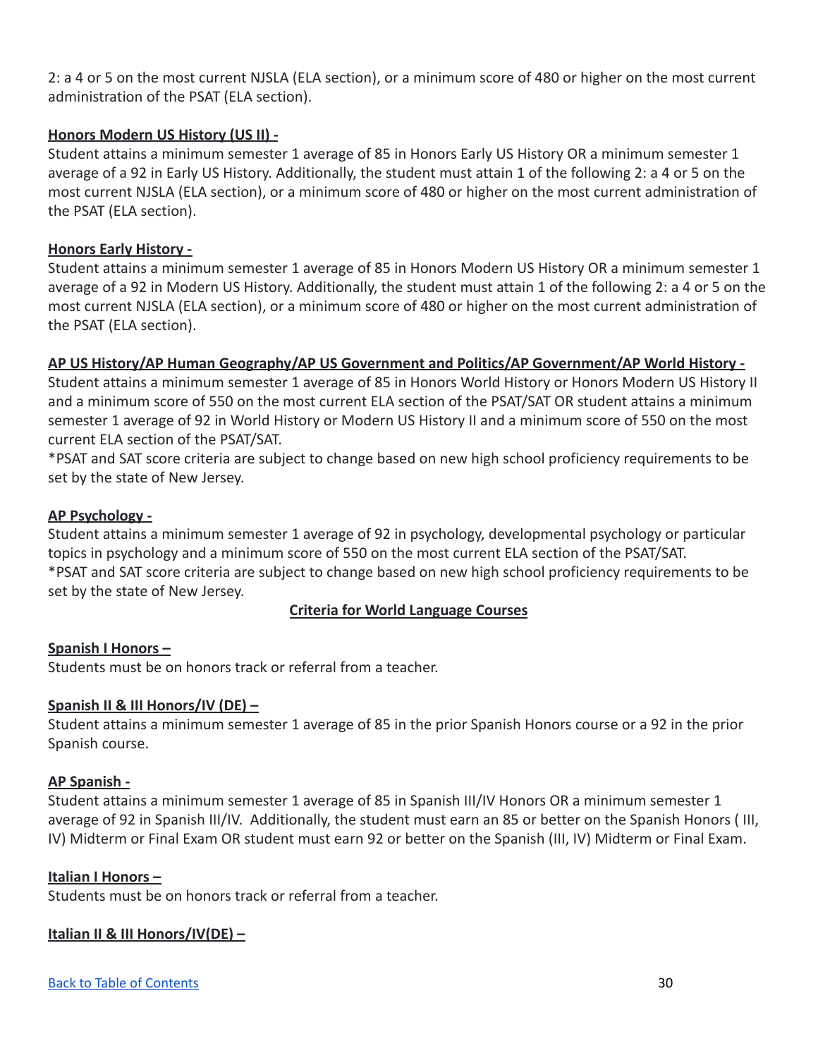2: a 4 or 5 on the most current NJSLA (ELA section), or a minimum score of 480 or higher on the most current administration of the PSAT (ELA section).

**Honors Modern US History (US II) -**

Student attains a minimum semester 1 average of 85 in Honors Early US History OR a minimum semester 1 average of a 92 in Early US History. Additionally, the student must attain 1 of the following 2: a 4 or 5 on the most current NJSLA (ELA section), or a minimum score of 480 or higher on the most current administration of the PSAT (ELA section).

**Honors Early History -**

Student attains a minimum semester 1 average of 85 in Honors Modern US History OR a minimum semester 1 average of a 92 in Modern US History. Additionally, the student must attain 1 of the following 2: a 4 or 5 on the most current NJSLA (ELA section), or a minimum score of 480 or higher on the most current administration of the PSAT (ELA section).

**AP US History/AP Human Geography/AP US Government and Politics/AP Government/AP World History -**

Student attains a minimum semester 1 average of 85 in Honors World History or Honors Modern US History II and a minimum score of 550 on the most current ELA section of the PSAT/SAT OR student attains a minimum semester 1 average of 92 in World History or Modern US History II and a minimum score of 550 on the most current ELA section of the PSAT/SAT.

*PSAT and SAT score criteria are subject to change based on new high school proficiency requirements to be set by the state of New Jersey.

**AP Psychology -**

Student attains a minimum semester 1 average of 92 in psychology, developmental psychology or particular topics in psychology and a minimum score of 550 on the most current ELA section of the PSAT/SAT.

*PSAT and SAT score criteria are subject to change based on new high school proficiency requirements to be set by the state of New Jersey.

## Criteria for World Language Courses

**Spanish I Honors –**

Students must be on honors track or referral from a teacher.

**Spanish II & III Honors/IV (DE) –**

Student attains a minimum semester 1 average of 85 in the prior Spanish Honors course or a 92 in the prior Spanish course.

**AP Spanish -**

Student attains a minimum semester 1 average of 85 in Spanish III/IV Honors OR a minimum semester 1 average of 92 in Spanish III/IV. Additionally, the student must earn an 85 or better on the Spanish Honors ( III, IV) Midterm or Final Exam OR student must earn 92 or better on the Spanish (III, IV) Midterm or Final Exam.

**Italian I Honors –**

Students must be on honors track or referral from a teacher.

**Italian II & III Honors/IV(DE) –**

[Back to Table of Contents]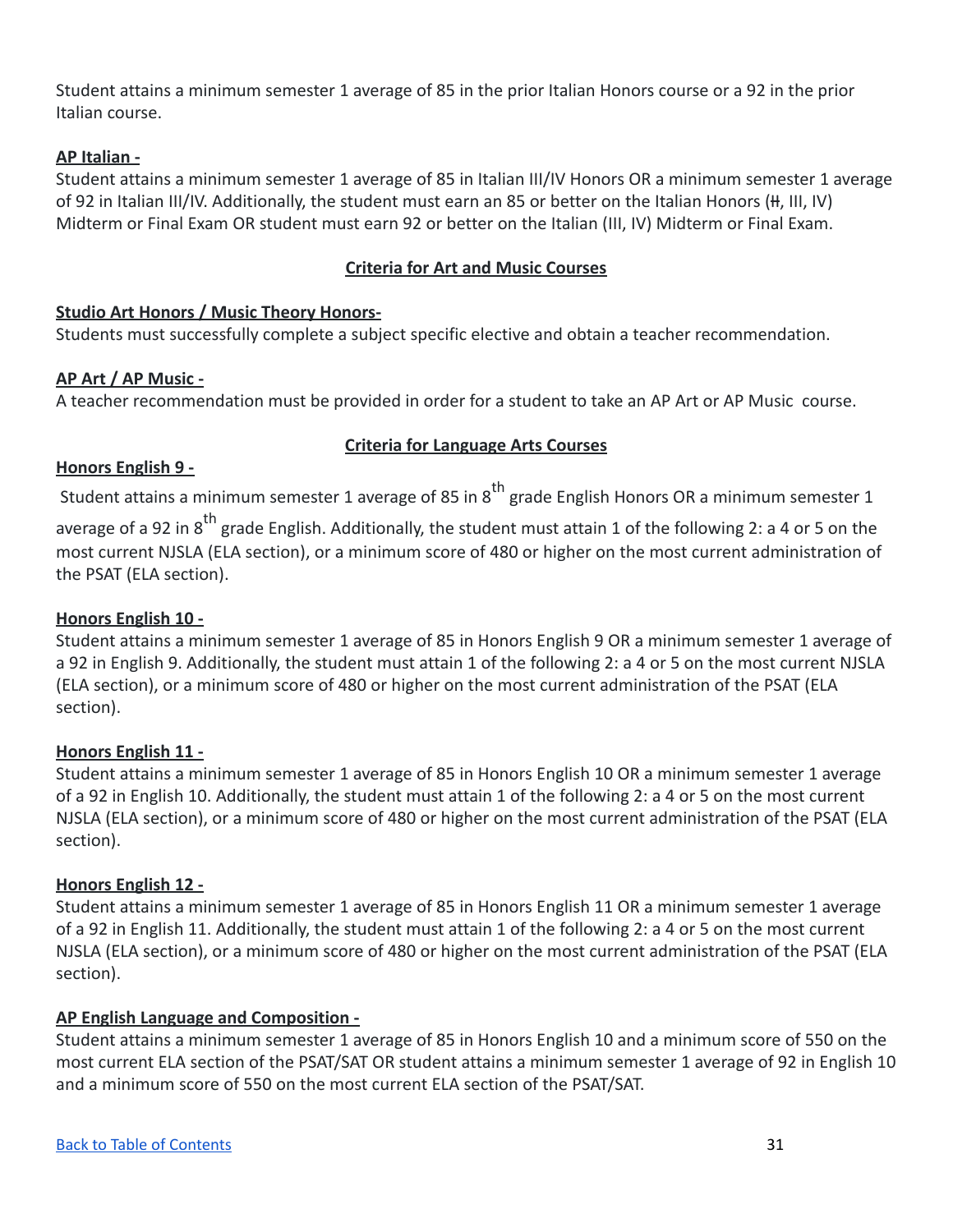Student attains a minimum semester 1 average of 85 in the prior Italian Honors course or a 92 in the prior Italian course.

**AP Italian -**
Student attains a minimum semester 1 average of 85 in Italian III/IV Honors OR a minimum semester 1 average of 92 in Italian III/IV. Additionally, the student must earn an 85 or better on the Italian Honors (~~II~~, III, IV) Midterm or Final Exam OR student must earn 92 or better on the Italian (III, IV) Midterm or Final Exam.

## Criteria for Art and Music Courses

**Studio Art Honors / Music Theory Honors-**
Students must successfully complete a subject specific elective and obtain a teacher recommendation.

**AP Art / AP Music -**
A teacher recommendation must be provided in order for a student to take an AP Art or AP Music course.

## Criteria for Language Arts Courses

**Honors English 9 -**
Student attains a minimum semester 1 average of 85 in 8th grade English Honors OR a minimum semester 1 average of a 92 in 8th grade English. Additionally, the student must attain 1 of the following 2: a 4 or 5 on the most current NJSLA (ELA section), or a minimum score of 480 or higher on the most current administration of the PSAT (ELA section).

**Honors English 10 -**
Student attains a minimum semester 1 average of 85 in Honors English 9 OR a minimum semester 1 average of a 92 in English 9. Additionally, the student must attain 1 of the following 2: a 4 or 5 on the most current NJSLA (ELA section), or a minimum score of 480 or higher on the most current administration of the PSAT (ELA section).

**Honors English 11 -**
Student attains a minimum semester 1 average of 85 in Honors English 10 OR a minimum semester 1 average of a 92 in English 10. Additionally, the student must attain 1 of the following 2: a 4 or 5 on the most current NJSLA (ELA section), or a minimum score of 480 or higher on the most current administration of the PSAT (ELA section).

**Honors English 12 -**
Student attains a minimum semester 1 average of 85 in Honors English 11 OR a minimum semester 1 average of a 92 in English 11. Additionally, the student must attain 1 of the following 2: a 4 or 5 on the most current NJSLA (ELA section), or a minimum score of 480 or higher on the most current administration of the PSAT (ELA section).

**AP English Language and Composition -**
Student attains a minimum semester 1 average of 85 in Honors English 10 and a minimum score of 550 on the most current ELA section of the PSAT/SAT OR student attains a minimum semester 1 average of 92 in English 10 and a minimum score of 550 on the most current ELA section of the PSAT/SAT.

[Back to Table of Contents]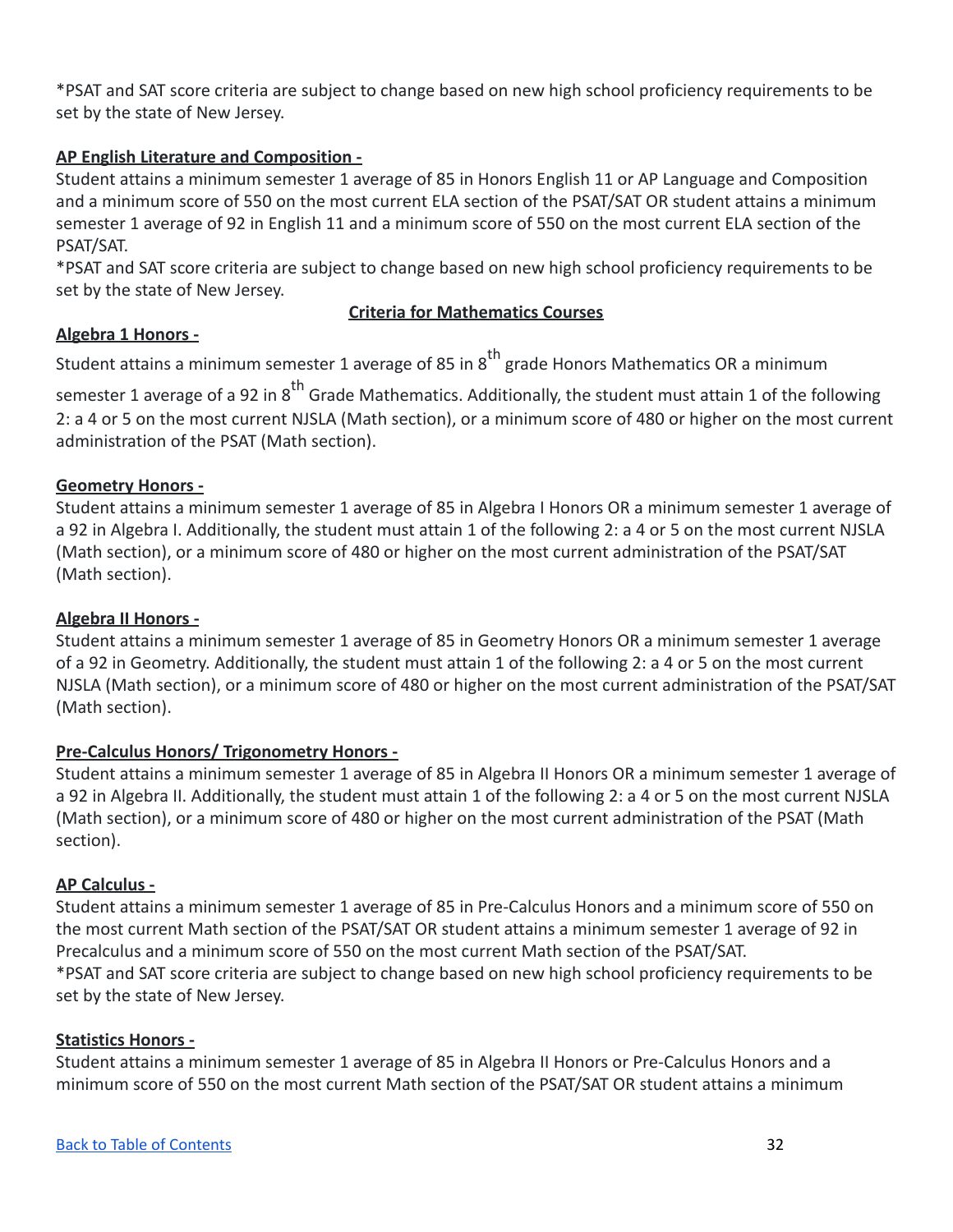*PSAT and SAT score criteria are subject to change based on new high school proficiency requirements to be set by the state of New Jersey.

**AP English Literature and Composition -**

Student attains a minimum semester 1 average of 85 in Honors English 11 or AP Language and Composition and a minimum score of 550 on the most current ELA section of the PSAT/SAT OR student attains a minimum semester 1 average of 92 in English 11 and a minimum score of 550 on the most current ELA section of the PSAT/SAT.

*PSAT and SAT score criteria are subject to change based on new high school proficiency requirements to be set by the state of New Jersey.

## Criteria for Mathematics Courses

**Algebra 1 Honors -**

Student attains a minimum semester 1 average of 85 in 8th grade Honors Mathematics OR a minimum semester 1 average of a 92 in 8th Grade Mathematics. Additionally, the student must attain 1 of the following 2: a 4 or 5 on the most current NJSLA (Math section), or a minimum score of 480 or higher on the most current administration of the PSAT (Math section).

**Geometry Honors -**

Student attains a minimum semester 1 average of 85 in Algebra I Honors OR a minimum semester 1 average of a 92 in Algebra I. Additionally, the student must attain 1 of the following 2: a 4 or 5 on the most current NJSLA (Math section), or a minimum score of 480 or higher on the most current administration of the PSAT/SAT (Math section).

**Algebra II Honors -**

Student attains a minimum semester 1 average of 85 in Geometry Honors OR a minimum semester 1 average of a 92 in Geometry. Additionally, the student must attain 1 of the following 2: a 4 or 5 on the most current NJSLA (Math section), or a minimum score of 480 or higher on the most current administration of the PSAT/SAT (Math section).

**Pre-Calculus Honors/ Trigonometry Honors -**

Student attains a minimum semester 1 average of 85 in Algebra II Honors OR a minimum semester 1 average of a 92 in Algebra II. Additionally, the student must attain 1 of the following 2: a 4 or 5 on the most current NJSLA (Math section), or a minimum score of 480 or higher on the most current administration of the PSAT (Math section).

**AP Calculus -**

Student attains a minimum semester 1 average of 85 in Pre-Calculus Honors and a minimum score of 550 on the most current Math section of the PSAT/SAT OR student attains a minimum semester 1 average of 92 in Precalculus and a minimum score of 550 on the most current Math section of the PSAT/SAT.

*PSAT and SAT score criteria are subject to change based on new high school proficiency requirements to be set by the state of New Jersey.

**Statistics Honors -**

Student attains a minimum semester 1 average of 85 in Algebra II Honors or Pre-Calculus Honors and a minimum score of 550 on the most current Math section of the PSAT/SAT OR student attains a minimum

[Back to Table of Contents]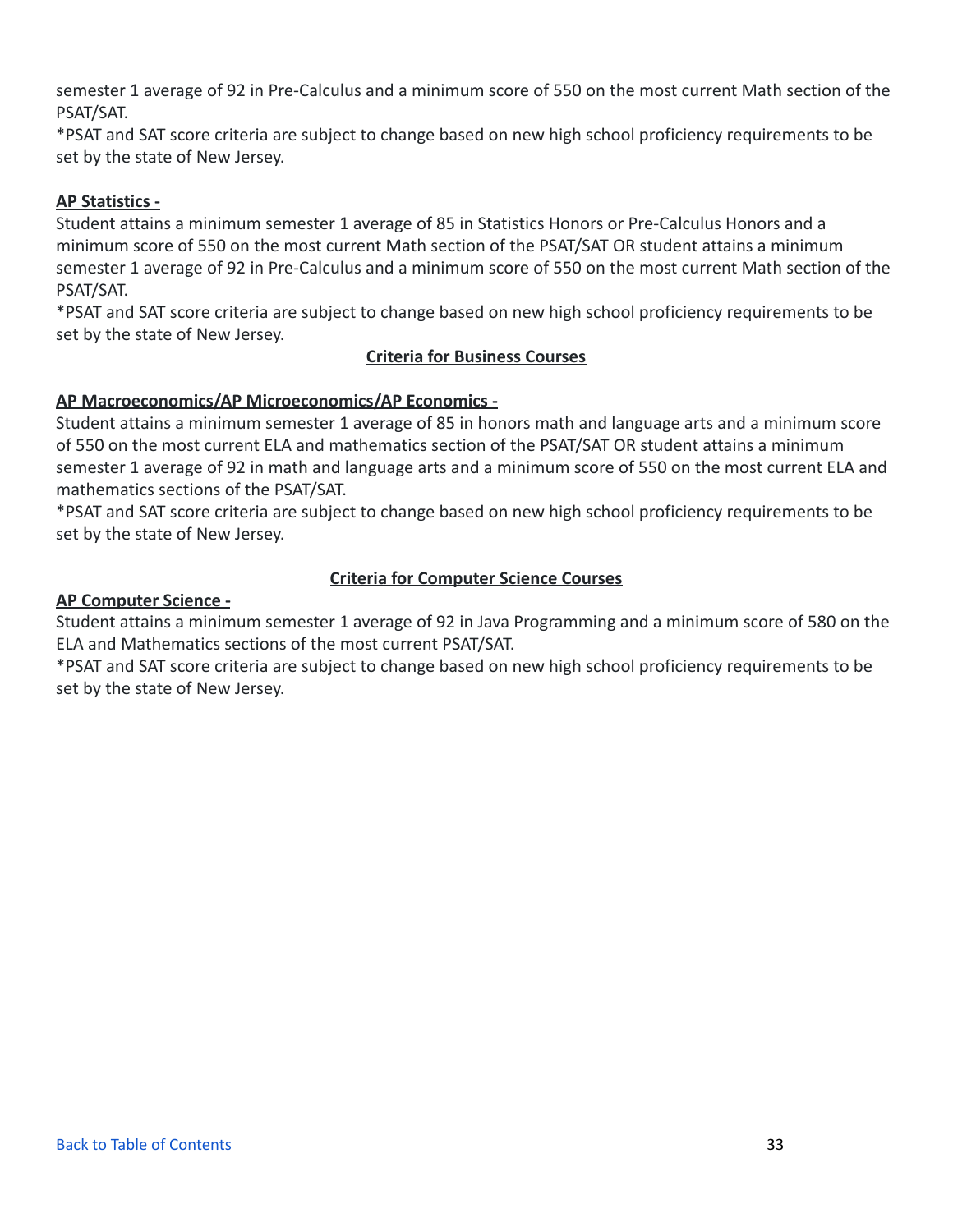semester 1 average of 92 in Pre-Calculus and a minimum score of 550 on the most current Math section of the PSAT/SAT.

*PSAT and SAT score criteria are subject to change based on new high school proficiency requirements to be set by the state of New Jersey.

**AP Statistics -**

Student attains a minimum semester 1 average of 85 in Statistics Honors or Pre-Calculus Honors and a minimum score of 550 on the most current Math section of the PSAT/SAT OR student attains a minimum semester 1 average of 92 in Pre-Calculus and a minimum score of 550 on the most current Math section of the PSAT/SAT.

*PSAT and SAT score criteria are subject to change based on new high school proficiency requirements to be set by the state of New Jersey.

## Criteria for Business Courses

**AP Macroeconomics/AP Microeconomics/AP Economics -**

Student attains a minimum semester 1 average of 85 in honors math and language arts and a minimum score of 550 on the most current ELA and mathematics section of the PSAT/SAT OR student attains a minimum semester 1 average of 92 in math and language arts and a minimum score of 550 on the most current ELA and mathematics sections of the PSAT/SAT.

*PSAT and SAT score criteria are subject to change based on new high school proficiency requirements to be set by the state of New Jersey.

## Criteria for Computer Science Courses

**AP Computer Science -**

Student attains a minimum semester 1 average of 92 in Java Programming and a minimum score of 580 on the ELA and Mathematics sections of the most current PSAT/SAT.

*PSAT and SAT score criteria are subject to change based on new high school proficiency requirements to be set by the state of New Jersey.

[Back to Table of Contents]